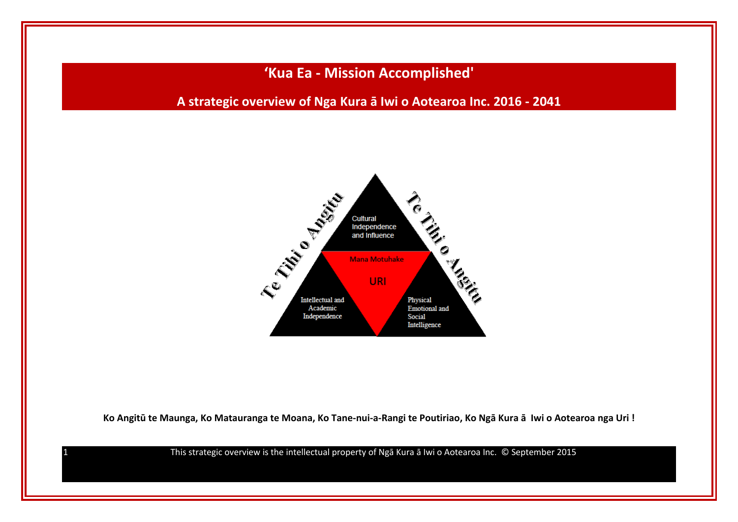# 'Kua Ea - Mission Accomplished'

## A strategic overview of Nga Kura ā Iwi o Aotearoa Inc. 2016 - 2041

Te Tihi o Angitu

Cultural Independence and Influence

Mana Motuhake

URI

Intellectual and Academic Independence

Physical Emotional and Social Intelligence

Te Tihi o Angitu

**Ko Angitū te Maunga, Ko Matauranga te Moana, Ko Tane-nui-a-Rangi te Poutiriao, Ko Ngā Kura ā Iwi o Aotearoa nga Uri !**

This strategic overview is the intellectual property of Ngā Kura ā Iwi o Aotearoa Inc. © September 2015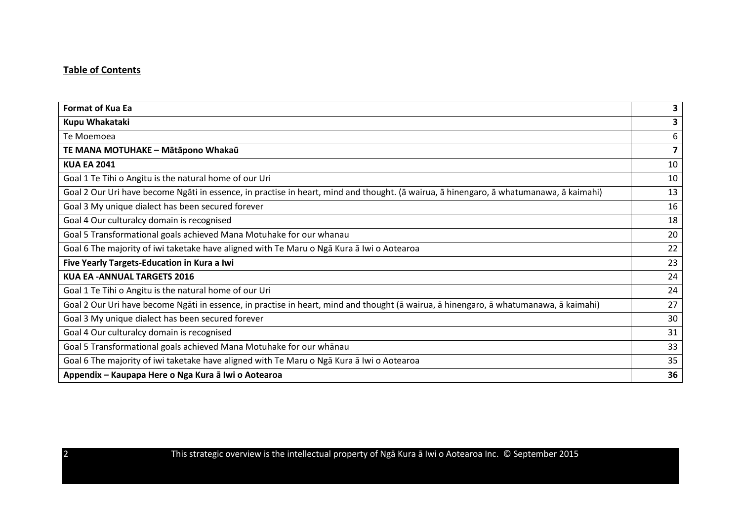**Table of Contents**

| | |
|---|---|
| **Format of Kua Ea** | **3** |
| **Kupu Whakataki** | **3** |
| Te Moemoea | 6 |
| **TE MANA MOTUHAKE – Mātāpono Whakaū** | **7** |
| **KUA EA 2041** | 10 |
| Goal 1 Te Tihi o Angitu is the natural home of our Uri | 10 |
| Goal 2 Our Uri have become Ngāti in essence, in practise in heart, mind and thought. (ā wairua, ā hinengaro, ā whatumanawa, ā kaimahi) | 13 |
| Goal 3 My unique dialect has been secured forever | 16 |
| Goal 4 Our culturalcy domain is recognised | 18 |
| Goal 5 Transformational goals achieved Mana Motuhake for our whanau | 20 |
| Goal 6 The majority of iwi taketake have aligned with Te Maru o Ngā Kura ā Iwi o Aotearoa | 22 |
| **Five Yearly Targets-Education in Kura a Iwi** | 23 |
| **KUA EA -ANNUAL TARGETS 2016** | 24 |
| Goal 1 Te Tihi o Angitu is the natural home of our Uri | 24 |
| Goal 2 Our Uri have become Ngāti in essence, in practise in heart, mind and thought (ā wairua, ā hinengaro, ā whatumanawa, ā kaimahi) | 27 |
| Goal 3 My unique dialect has been secured forever | 30 |
| Goal 4 Our culturalcy domain is recognised | 31 |
| Goal 5 Transformational goals achieved Mana Motuhake for our whānau | 33 |
| Goal 6 The majority of iwi taketake have aligned with Te Maru o Ngā Kura ā Iwi o Aotearoa | 35 |
| **Appendix – Kaupapa Here o Nga Kura ā Iwi o Aotearoa** | **36** |

This strategic overview is the intellectual property of Ngā Kura ā Iwi o Aotearoa Inc. © September 2015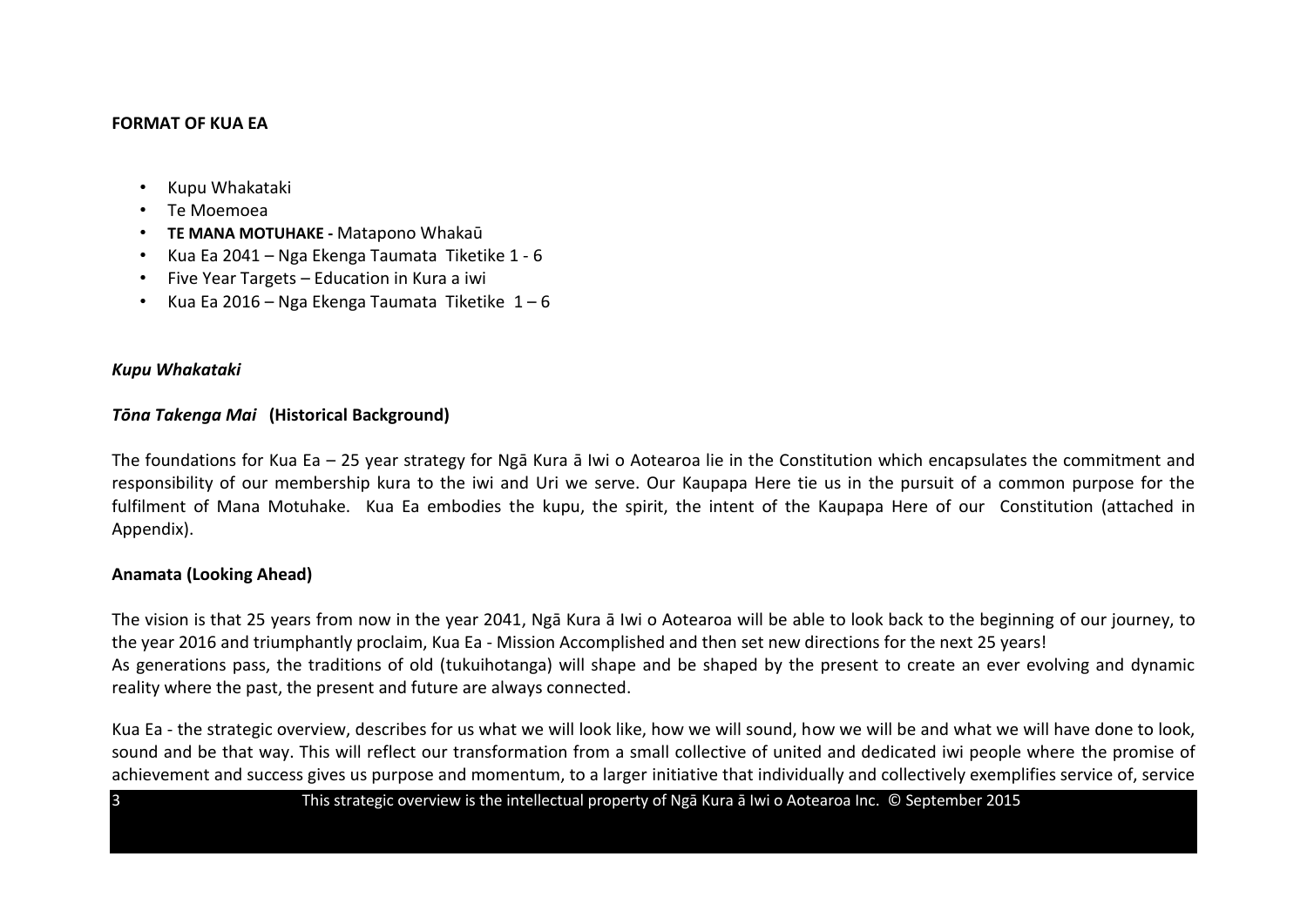**FORMAT OF KUA EA**

- Kupu Whakataki
- Te Moemoea
- **TE MANA MOTUHAKE -** Matapono Whakaū
- Kua Ea 2041 – Nga Ekenga Taumata Tiketike 1 - 6
- Five Year Targets – Education in Kura a iwi
- Kua Ea 2016 – Nga Ekenga Taumata Tiketike 1 – 6

***Kupu Whakataki***

***Tōna Takenga Mai*** **(Historical Background)**

The foundations for Kua Ea – 25 year strategy for Ngā Kura ā Iwi o Aotearoa lie in the Constitution which encapsulates the commitment and responsibility of our membership kura to the iwi and Uri we serve. Our Kaupapa Here tie us in the pursuit of a common purpose for the fulfilment of Mana Motuhake. Kua Ea embodies the kupu, the spirit, the intent of the Kaupapa Here of our Constitution (attached in Appendix).

**Anamata (Looking Ahead)**

The vision is that 25 years from now in the year 2041, Ngā Kura ā Iwi o Aotearoa will be able to look back to the beginning of our journey, to the year 2016 and triumphantly proclaim, Kua Ea - Mission Accomplished and then set new directions for the next 25 years!
As generations pass, the traditions of old (tukuihotanga) will shape and be shaped by the present to create an ever evolving and dynamic reality where the past, the present and future are always connected.

Kua Ea - the strategic overview, describes for us what we will look like, how we will sound, how we will be and what we will have done to look, sound and be that way. This will reflect our transformation from a small collective of united and dedicated iwi people where the promise of achievement and success gives us purpose and momentum, to a larger initiative that individually and collectively exemplifies service of, service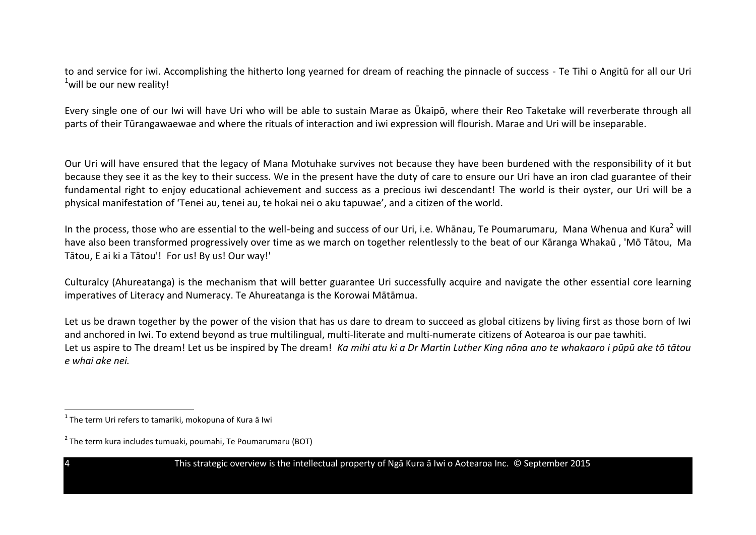to and service for iwi. Accomplishing the hitherto long yearned for dream of reaching the pinnacle of success - Te Tihi o Angitū for all our Uri [1]will be our new reality!

Every single one of our Iwi will have Uri who will be able to sustain Marae as Ūkaipō, where their Reo Taketake will reverberate through all parts of their Tūrangawaewae and where the rituals of interaction and iwi expression will flourish. Marae and Uri will be inseparable.

Our Uri will have ensured that the legacy of Mana Motuhake survives not because they have been burdened with the responsibility of it but because they see it as the key to their success. We in the present have the duty of care to ensure our Uri have an iron clad guarantee of their fundamental right to enjoy educational achievement and success as a precious iwi descendant! The world is their oyster, our Uri will be a physical manifestation of 'Tenei au, tenei au, te hokai nei o aku tapuwae', and a citizen of the world.

In the process, those who are essential to the well-being and success of our Uri, i.e. Whānau, Te Poumarumaru, Mana Whenua and Kura[2] will have also been transformed progressively over time as we march on together relentlessly to the beat of our Kāranga Whakaū , 'Mō Tātou, Ma Tātou, E ai ki a Tātou'! For us! By us! Our way!'

Culturalcy (Ahureatanga) is the mechanism that will better guarantee Uri successfully acquire and navigate the other essential core learning imperatives of Literacy and Numeracy. Te Ahureatanga is the Korowai Mātāmua.

Let us be drawn together by the power of the vision that has us dare to dream to succeed as global citizens by living first as those born of Iwi and anchored in Iwi. To extend beyond as true multilingual, multi-literate and multi-numerate citizens of Aotearoa is our pae tawhiti.
Let us aspire to The dream! Let us be inspired by The dream! *Ka mihi atu ki a Dr Martin Luther King nōna ano te whakaaro i pūpū ake tō tātou e whai ake nei.*

---

[1] The term Uri refers to tamariki, mokopuna of Kura ā Iwi

[2] The term kura includes tumuaki, poumahi, Te Poumarumaru (BOT)

This strategic overview is the intellectual property of Ngā Kura ā Iwi o Aotearoa Inc. © September 2015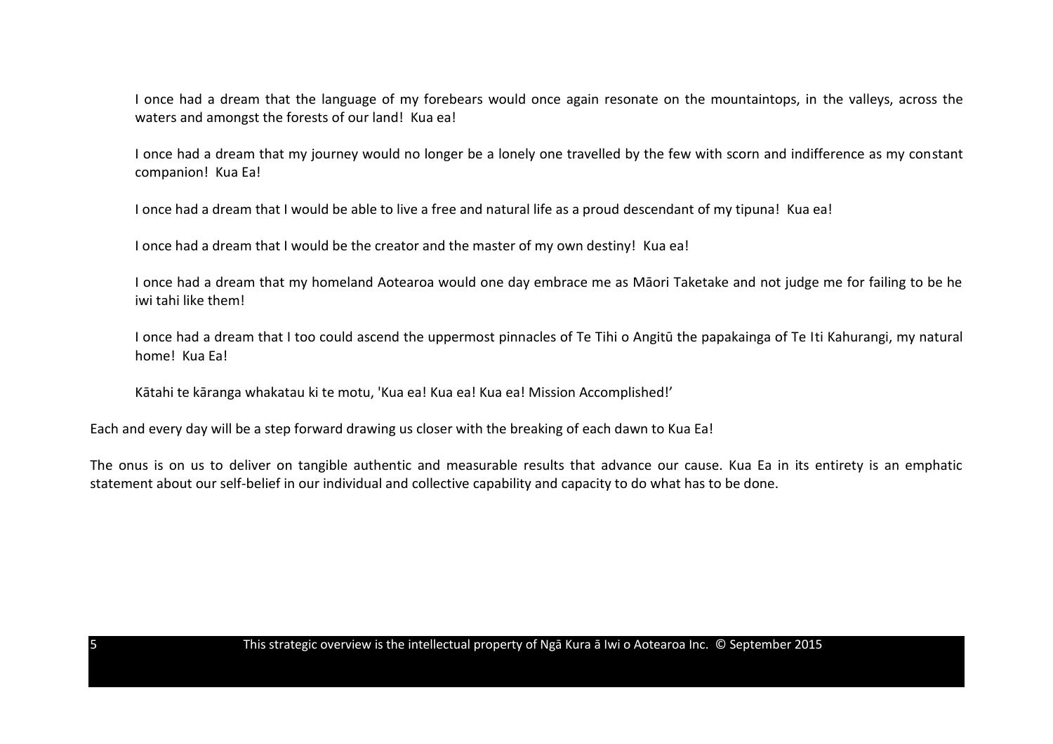I once had a dream that the language of my forebears would once again resonate on the mountaintops, in the valleys, across the waters and amongst the forests of our land! Kua ea!

I once had a dream that my journey would no longer be a lonely one travelled by the few with scorn and indifference as my constant companion! Kua Ea!

I once had a dream that I would be able to live a free and natural life as a proud descendant of my tipuna! Kua ea!

I once had a dream that I would be the creator and the master of my own destiny! Kua ea!

I once had a dream that my homeland Aotearoa would one day embrace me as Māori Taketake and not judge me for failing to be he iwi tahi like them!

I once had a dream that I too could ascend the uppermost pinnacles of Te Tihi o Angitū the papakainga of Te Iti Kahurangi, my natural home! Kua Ea!

Kātahi te kāranga whakatau ki te motu, 'Kua ea! Kua ea! Kua ea! Mission Accomplished!'

Each and every day will be a step forward drawing us closer with the breaking of each dawn to Kua Ea!

The onus is on us to deliver on tangible authentic and measurable results that advance our cause. Kua Ea in its entirety is an emphatic statement about our self-belief in our individual and collective capability and capacity to do what has to be done.

This strategic overview is the intellectual property of Ngā Kura ā Iwi o Aotearoa Inc. © September 2015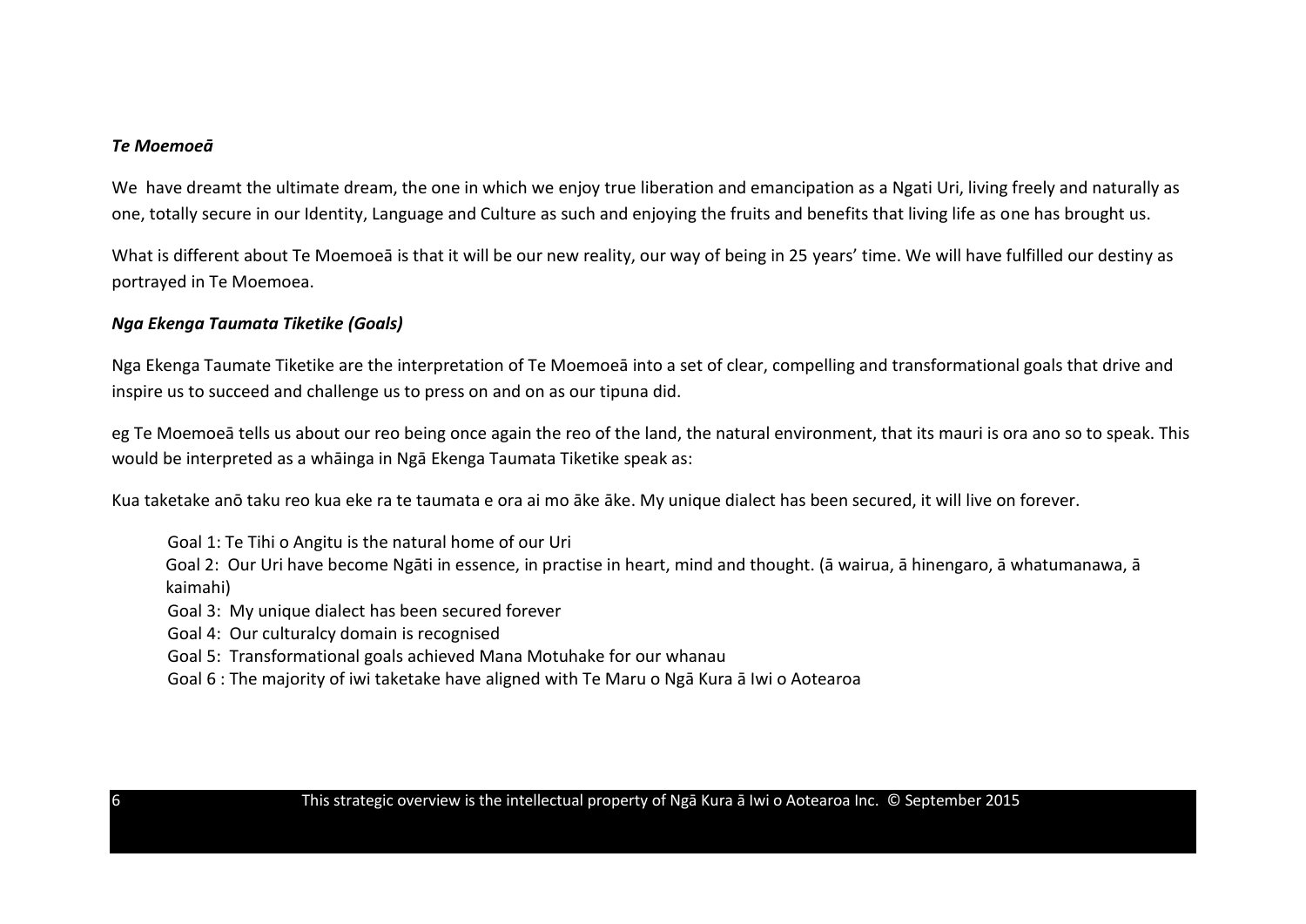### *Te Moemoeā*

We have dreamt the ultimate dream, the one in which we enjoy true liberation and emancipation as a Ngati Uri, living freely and naturally as one, totally secure in our Identity, Language and Culture as such and enjoying the fruits and benefits that living life as one has brought us.

What is different about Te Moemoeā is that it will be our new reality, our way of being in 25 years' time. We will have fulfilled our destiny as portrayed in Te Moemoea.

### *Nga Ekenga Taumata Tiketike (Goals)*

Nga Ekenga Taumate Tiketike are the interpretation of Te Moemoeā into a set of clear, compelling and transformational goals that drive and inspire us to succeed and challenge us to press on and on as our tipuna did.

eg Te Moemoeā tells us about our reo being once again the reo of the land, the natural environment, that its mauri is ora ano so to speak. This would be interpreted as a whāinga in Ngā Ekenga Taumata Tiketike speak as:

Kua taketake anō taku reo kua eke ra te taumata e ora ai mo āke āke. My unique dialect has been secured, it will live on forever.

- Goal 1: Te Tihi o Angitu is the natural home of our Uri
- Goal 2: Our Uri have become Ngāti in essence, in practise in heart, mind and thought. (ā wairua, ā hinengaro, ā whatumanawa, ā kaimahi)
- Goal 3: My unique dialect has been secured forever
- Goal 4: Our culturalcy domain is recognised
- Goal 5: Transformational goals achieved Mana Motuhake for our whanau
- Goal 6 : The majority of iwi taketake have aligned with Te Maru o Ngā Kura ā Iwi o Aotearoa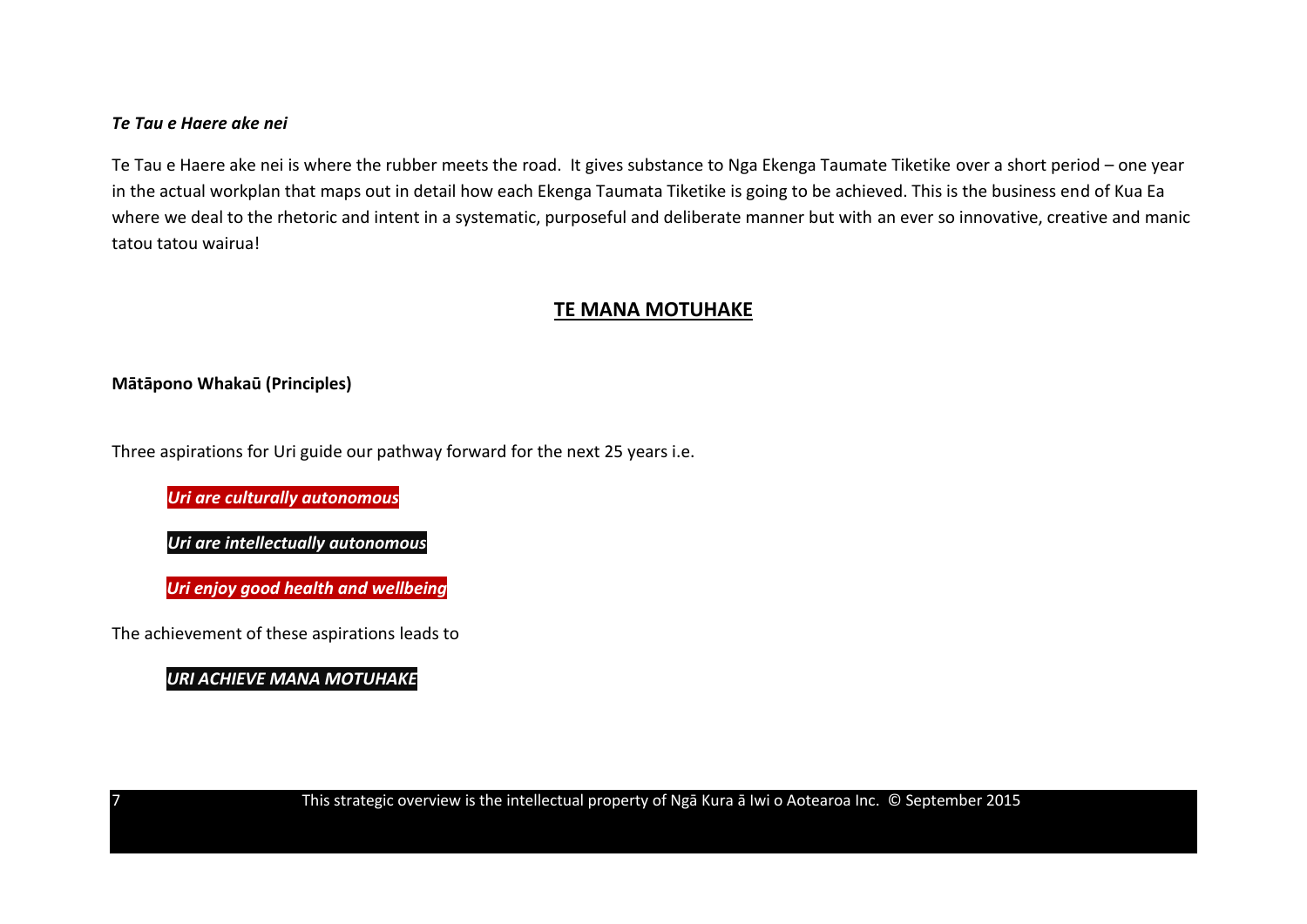***Te Tau e Haere ake nei***

Te Tau e Haere ake nei is where the rubber meets the road. It gives substance to Nga Ekenga Taumate Tiketike over a short period – one year in the actual workplan that maps out in detail how each Ekenga Taumata Tiketike is going to be achieved. This is the business end of Kua Ea where we deal to the rhetoric and intent in a systematic, purposeful and deliberate manner but with an ever so innovative, creative and manic tatou tatou wairua!

## TE MANA MOTUHAKE

**Mātāpono Whakaū (Principles)**

Three aspirations for Uri guide our pathway forward for the next 25 years i.e.

***Uri are culturally autonomous***

***Uri are intellectually autonomous***

***Uri enjoy good health and wellbeing***

The achievement of these aspirations leads to

***URI ACHIEVE MANA MOTUHAKE***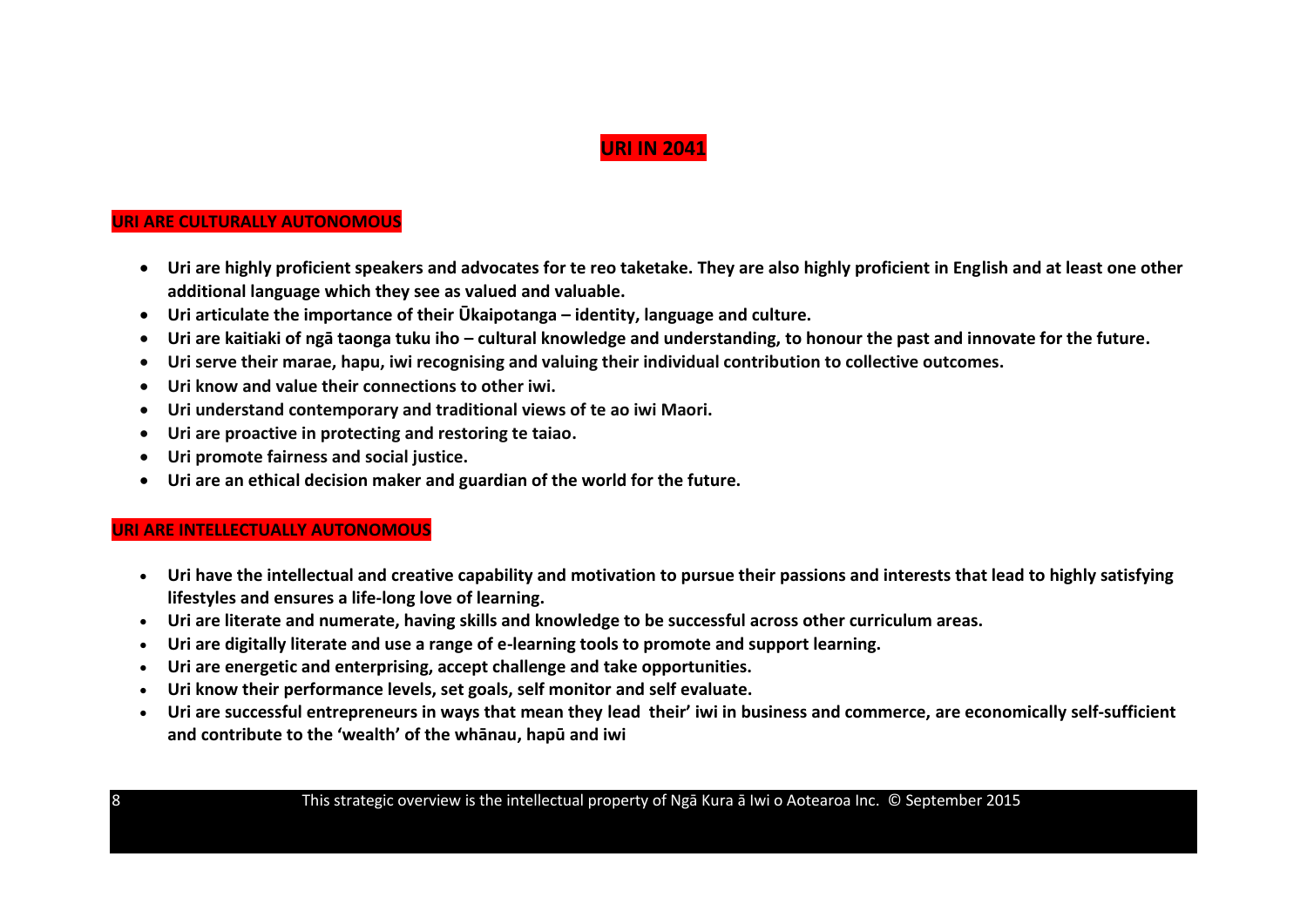# URI IN 2041

## URI ARE CULTURALLY AUTONOMOUS

- **Uri are highly proficient speakers and advocates for te reo taketake. They are also highly proficient in English and at least one other additional language which they see as valued and valuable.**
- **Uri articulate the importance of their Ūkaipotanga – identity, language and culture.**
- **Uri are kaitiaki of ngā taonga tuku iho – cultural knowledge and understanding, to honour the past and innovate for the future.**
- **Uri serve their marae, hapu, iwi recognising and valuing their individual contribution to collective outcomes.**
- **Uri know and value their connections to other iwi.**
- **Uri understand contemporary and traditional views of te ao iwi Maori.**
- **Uri are proactive in protecting and restoring te taiao.**
- **Uri promote fairness and social justice.**
- **Uri are an ethical decision maker and guardian of the world for the future.**

## URI ARE INTELLECTUALLY AUTONOMOUS

- **Uri have the intellectual and creative capability and motivation to pursue their passions and interests that lead to highly satisfying lifestyles and ensures a life-long love of learning.**
- **Uri are literate and numerate, having skills and knowledge to be successful across other curriculum areas.**
- **Uri are digitally literate and use a range of e-learning tools to promote and support learning.**
- **Uri are energetic and enterprising, accept challenge and take opportunities.**
- **Uri know their performance levels, set goals, self monitor and self evaluate.**
- **Uri are successful entrepreneurs in ways that mean they lead their' iwi in business and commerce, are economically self-sufficient and contribute to the 'wealth' of the whānau, hapū and iwi**

This strategic overview is the intellectual property of Ngā Kura ā Iwi o Aotearoa Inc. © September 2015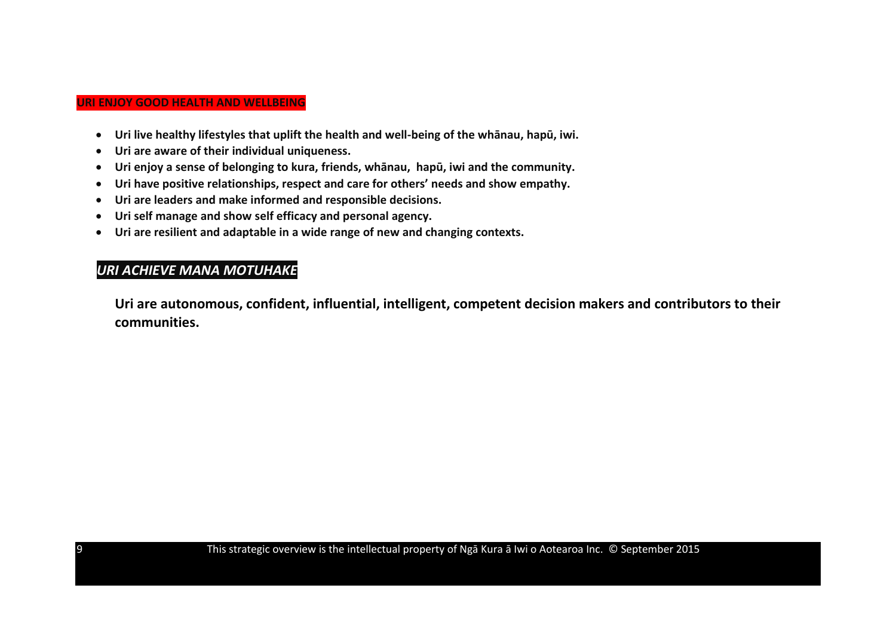## URI ENJOY GOOD HEALTH AND WELLBEING

- **Uri live healthy lifestyles that uplift the health and well-being of the whānau, hapū, iwi.**
- **Uri are aware of their individual uniqueness.**
- **Uri enjoy a sense of belonging to kura, friends, whānau, hapū, iwi and the community.**
- **Uri have positive relationships, respect and care for others' needs and show empathy.**
- **Uri are leaders and make informed and responsible decisions.**
- **Uri self manage and show self efficacy and personal agency.**
- **Uri are resilient and adaptable in a wide range of new and changing contexts.**

## *URI ACHIEVE MANA MOTUHAKE*

**Uri are autonomous, confident, influential, intelligent, competent decision makers and contributors to their communities.**

This strategic overview is the intellectual property of Ngā Kura ā Iwi o Aotearoa Inc. © September 2015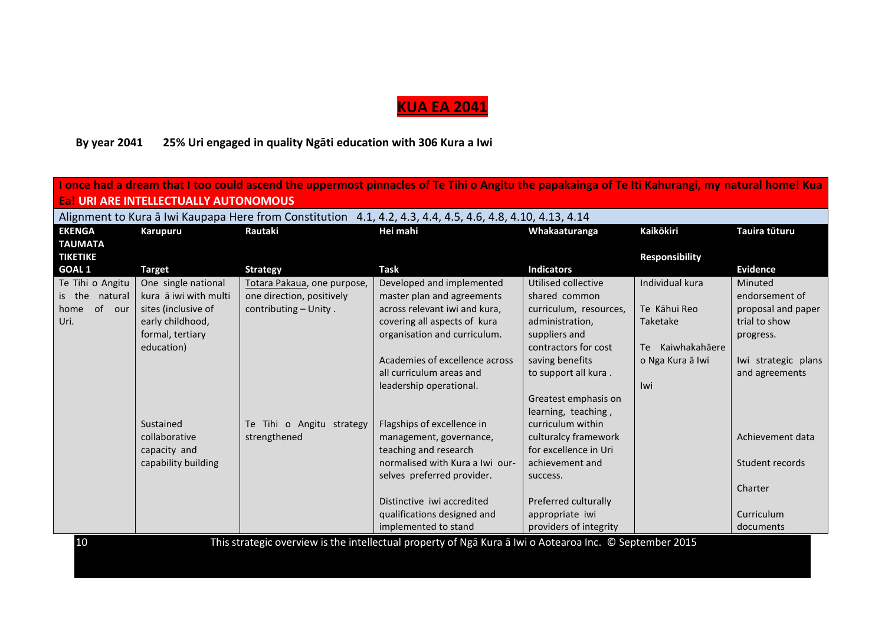# KUA EA 2041

**By year 2041 25% Uri engaged in quality Ngāti education with 306 Kura a Iwi**

**I once had a dream that I too could ascend the uppermost pinnacles of Te Tihi o Angitu the papakainga of Te Iti Kahurangi, my natural home! Kua Ea! URI ARE INTELLECTUALLY AUTONOMOUS**

Alignment to Kura ā Iwi Kaupapa Here from Constitution 4.1, 4.2, 4.3, 4.4, 4.5, 4.6, 4.8, 4.10, 4.13, 4.14

| EKENGA TAUMATA TIKETIKE GOAL 1 | Karupuru Target | Rautaki Strategy | Hei mahi Task | Whakaaturanga Indicators | Kaikōkiri Responsibility | Tauira tūturu Evidence |
|---|---|---|---|---|---|---|
| Te Tihi o Angitu is the natural home of our Uri. | One single national kura ā iwi with multi sites (inclusive of early childhood, formal, tertiary education) | Totara Pakaua, one purpose, one direction, positively contributing – Unity . | Developed and implemented master plan and agreements across relevant iwi and kura, covering all aspects of kura organisation and curriculum.<br><br>Academies of excellence across all curriculum areas and leadership operational. | Utilised collective shared common curriculum, resources, administration, suppliers and contractors for cost saving benefits to support all kura .<br><br>Greatest emphasis on learning, teaching , curriculum within culturalcy framework for excellence in Uri achievement and success. | Individual kura<br><br>Te Kāhui Reo Taketake<br><br>Te Kaiwhakahāere o Nga Kura ā Iwi<br><br>Iwi | Minuted endorsement of proposal and paper trial to show progress.<br><br>Iwi strategic plans and agreements |
| | Sustained collaborative capacity and capability building | Te Tihi o Angitu strategy strengthened | Flagships of excellence in management, governance, teaching and research normalised with Kura a Iwi our-selves preferred provider.<br><br>Distinctive iwi accredited qualifications designed and implemented to stand | Preferred culturally appropriate iwi providers of integrity | | Achievement data<br><br>Student records<br><br>Charter<br><br>Curriculum documents |

This strategic overview is the intellectual property of Ngā Kura ā Iwi o Aotearoa Inc. © September 2015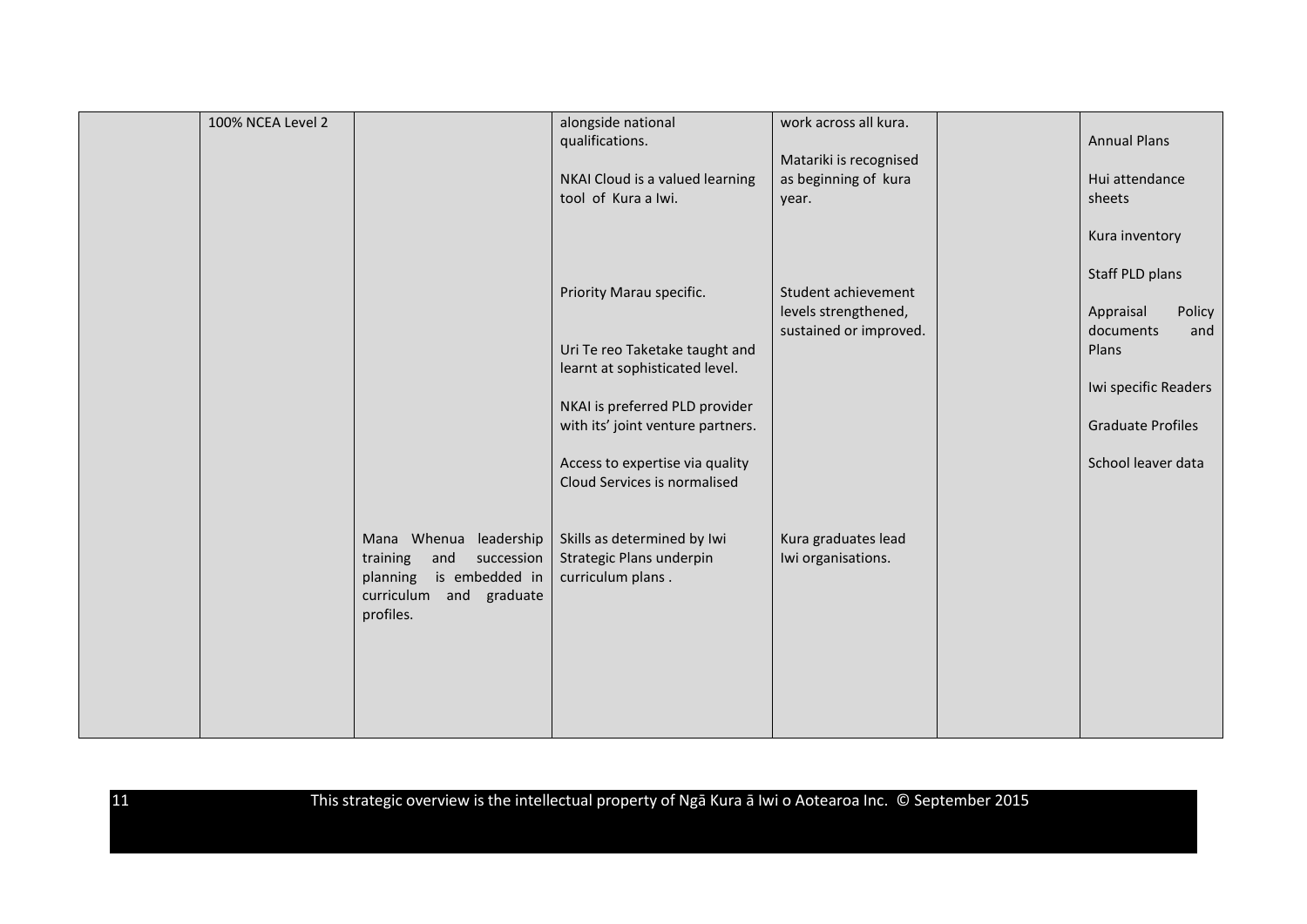|  |  |  |  |  |  |  |
|---|---|---|---|---|---|---|
|  | 100% NCEA Level 2 |  | alongside national qualifications.<br><br>NKAI Cloud is a valued learning tool of Kura a Iwi. | work across all kura.<br><br>Matariki is recognised as beginning of kura year. |  | Annual Plans<br><br>Hui attendance sheets<br><br>Kura inventory |
|  |  |  | Priority Marau specific.<br><br>Uri Te reo Taketake taught and learnt at sophisticated level.<br><br>NKAI is preferred PLD provider with its' joint venture partners.<br><br>Access to expertise via quality Cloud Services is normalised | Student achievement levels strengthened, sustained or improved. |  | Staff PLD plans<br><br>Appraisal Policy documents and Plans<br><br>Iwi specific Readers<br><br>Graduate Profiles<br><br>School leaver data |
|  |  | Mana Whenua leadership training and succession planning is embedded in curriculum and graduate profiles. | Skills as determined by Iwi Strategic Plans underpin curriculum plans . | Kura graduates lead Iwi organisations. |  |  |

This strategic overview is the intellectual property of Ngā Kura ā Iwi o Aotearoa Inc. © September 2015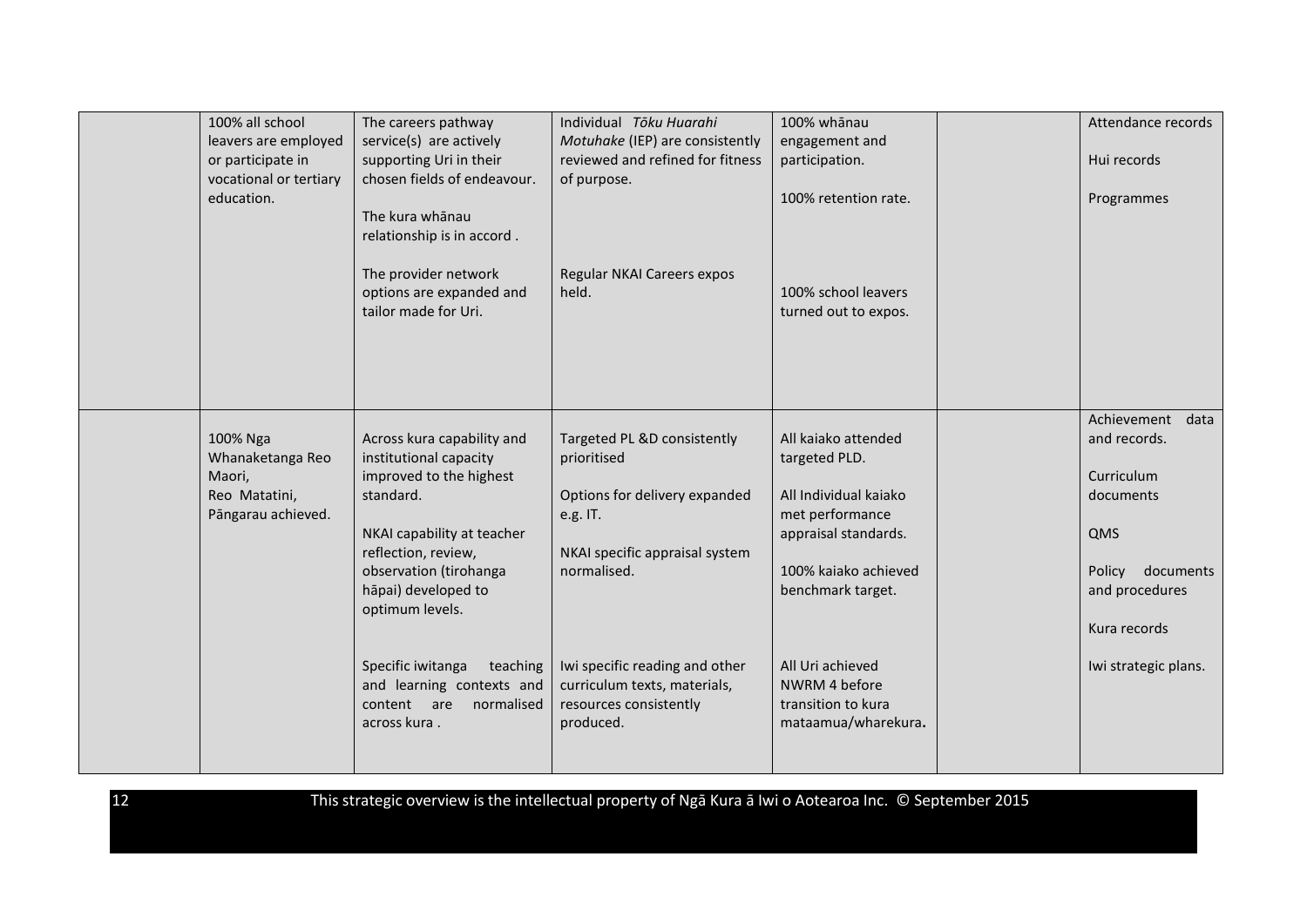| | | | | | | |
|---|---|---|---|---|---|---|
| | 100% all school leavers are employed or participate in vocational or tertiary education. | The careers pathway service(s) are actively supporting Uri in their chosen fields of endeavour.<br><br>The kura whānau relationship is in accord .<br><br>The provider network options are expanded and tailor made for Uri. | Individual *Tōku Huarahi Motuhake* (IEP) are consistently reviewed and refined for fitness of purpose.<br><br>Regular NKAI Careers expos held. | 100% whānau engagement and participation.<br><br>100% retention rate.<br><br>100% school leavers turned out to expos. | | Attendance records<br><br>Hui records<br><br>Programmes |
| | 100% Nga Whanaketanga Reo Maori, Reo Matatini, Pāngarau achieved. | Across kura capability and institutional capacity improved to the highest standard.<br><br>NKAI capability at teacher reflection, review, observation (tirohanga hāpai) developed to optimum levels.<br><br>Specific iwitanga teaching and learning contexts and content are normalised across kura . | Targeted PL &D consistently prioritised<br><br>Options for delivery expanded e.g. IT.<br><br>NKAI specific appraisal system normalised.<br><br>Iwi specific reading and other curriculum texts, materials, resources consistently produced. | All kaiako attended targeted PLD.<br><br>All Individual kaiako met performance appraisal standards.<br><br>100% kaiako achieved benchmark target.<br><br>All Uri achieved NWRM 4 before transition to kura mataamua/wharekura**.** | | Achievement data and records.<br><br>Curriculum documents<br><br>QMS<br><br>Policy documents and procedures<br><br>Kura records<br><br>Iwi strategic plans. |

This strategic overview is the intellectual property of Ngā Kura ā Iwi o Aotearoa Inc. © September 2015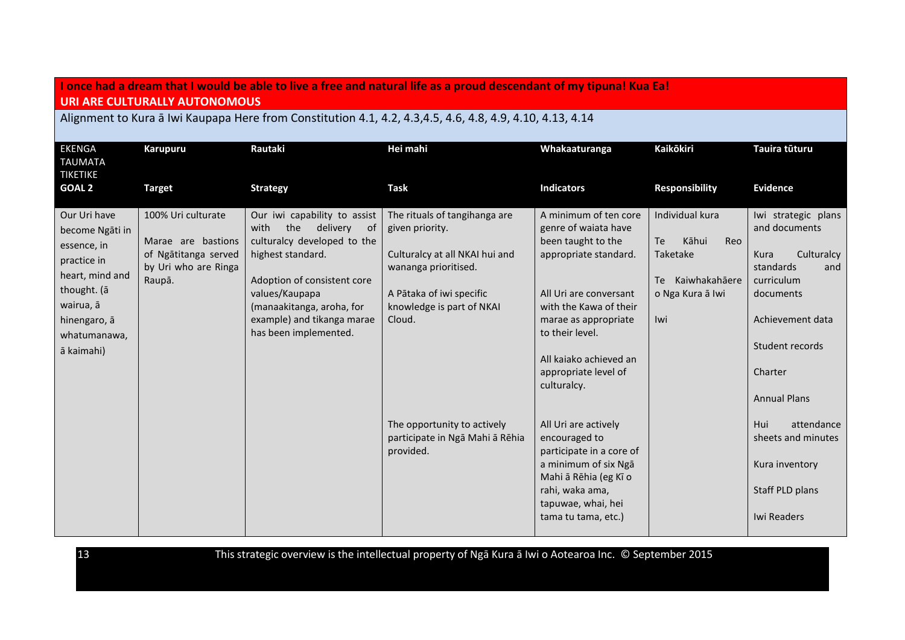**I once had a dream that I would be able to live a free and natural life as a proud descendant of my tipuna! Kua Ea!**
**URI ARE CULTURALLY AUTONOMOUS**

Alignment to Kura ā Iwi Kaupapa Here from Constitution 4.1, 4.2, 4.3,4.5, 4.6, 4.8, 4.9, 4.10, 4.13, 4.14

| EKENGA TAUMATA TIKETIKE<br>**GOAL 2** | **Karupuru**<br>**Target** | **Rautaki**<br>**Strategy** | **Hei mahi**<br>**Task** | **Whakaaturanga**<br>**Indicators** | **Kaikōkiri**<br>**Responsibility** | **Tauira tūturu**<br>**Evidence** |
|---|---|---|---|---|---|---|
| Our Uri have become Ngāti in essence, in practice in heart, mind and thought. (ā wairua, ā hinengaro, ā whatumanawa, ā kaimahi) | 100% Uri culturate<br><br>Marae are bastions of Ngātitanga served by Uri who are Ringa Raupā. | Our iwi capability to assist with the delivery of culturalcy developed to the highest standard.<br><br>Adoption of consistent core values/Kaupapa (manaakitanga, aroha, for example) and tikanga marae has been implemented. | The rituals of tangihanga are given priority.<br><br>Culturalcy at all NKAI hui and wananga prioritised.<br><br>A Pātaka of iwi specific knowledge is part of NKAI Cloud.<br><br>The opportunity to actively participate in Ngā Mahi ā Rēhia provided. | A minimum of ten core genre of waiata have been taught to the appropriate standard.<br><br>All Uri are conversant with the Kawa of their marae as appropriate to their level.<br><br>All kaiako achieved an appropriate level of culturalcy.<br><br>All Uri are actively encouraged to participate in a core of a minimum of six Ngā Mahi ā Rēhia (eg Kī o rahi, waka ama, tapuwae, whai, hei tama tu tama, etc.) | Individual kura<br><br>Te Kāhui Reo Taketake<br><br>Te Kaiwhakahāere o Nga Kura ā Iwi<br><br>Iwi | Iwi strategic plans and documents<br><br>Kura Culturalcy standards and curriculum documents<br><br>Achievement data<br><br>Student records<br><br>Charter<br><br>Annual Plans<br><br>Hui attendance sheets and minutes<br><br>Kura inventory<br><br>Staff PLD plans<br><br>Iwi Readers |

This strategic overview is the intellectual property of Ngā Kura ā Iwi o Aotearoa Inc. © September 2015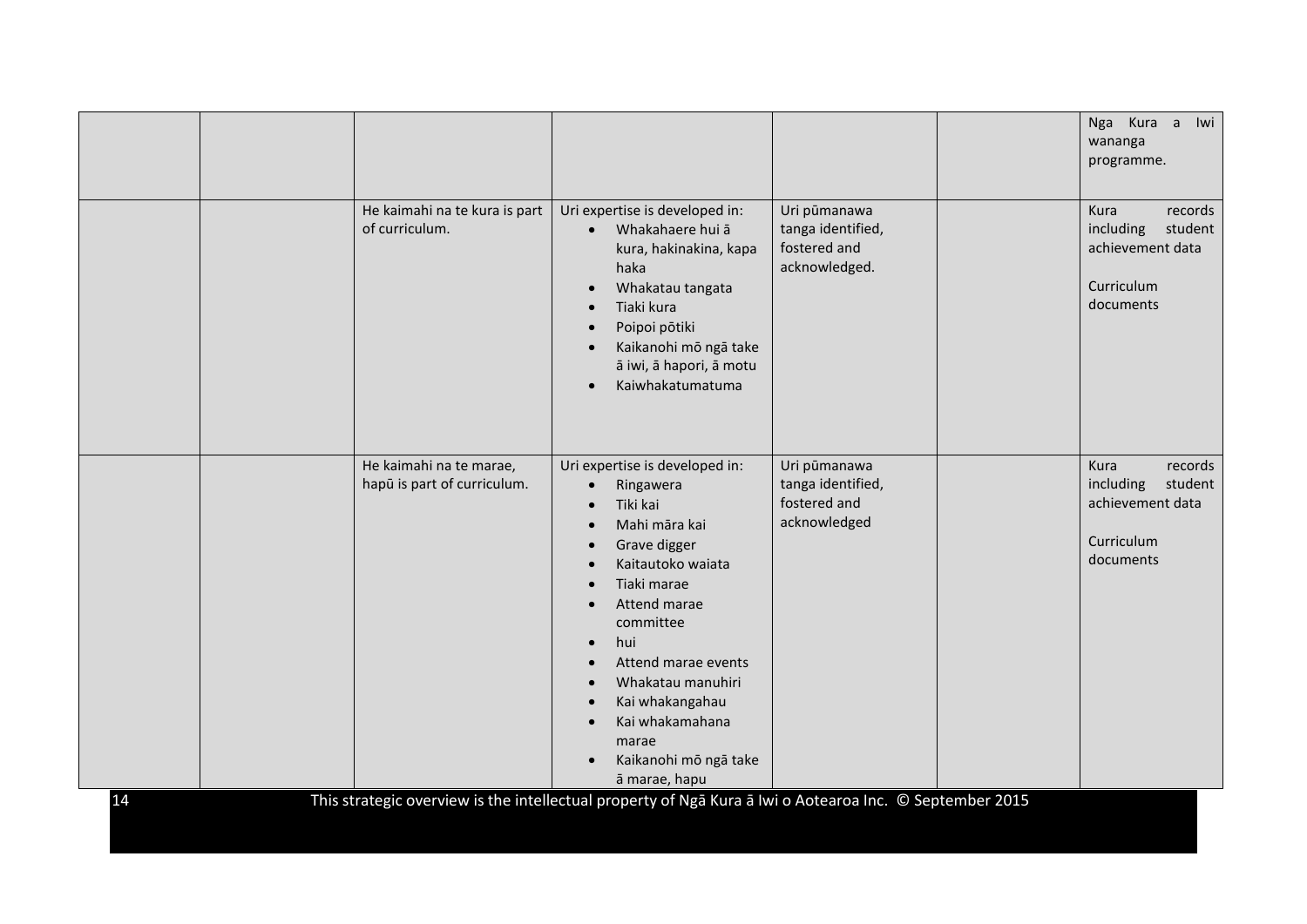| | | | | | | |
|---|---|---|---|---|---|---|
| | | | | | | Nga Kura a Iwi wananga programme. |
| | | He kaimahi na te kura is part of curriculum. | Uri expertise is developed in:<br>• Whakahaere hui ā kura, hakinakina, kapa haka<br>• Whakatau tangata<br>• Tiaki kura<br>• Poipoi pōtiki<br>• Kaikanohi mō ngā take ā iwi, ā hapori, ā motu<br>• Kaiwhakatumatuma | Uri pūmanawa tanga identified, fostered and acknowledged. | | Kura records including student achievement data<br><br>Curriculum documents |
| | | He kaimahi na te marae, hapū is part of curriculum. | Uri expertise is developed in:<br>• Ringawera<br>• Tiki kai<br>• Mahi māra kai<br>• Grave digger<br>• Kaitautoko waiata<br>• Tiaki marae<br>• Attend marae committee<br>• hui<br>• Attend marae events<br>• Whakatau manuhiri<br>• Kai whakangahau<br>• Kai whakamahana marae<br>• Kaikanohi mō ngā take ā marae, hapu | Uri pūmanawa tanga identified, fostered and acknowledged | | Kura records including student achievement data<br><br>Curriculum documents |

This strategic overview is the intellectual property of Ngā Kura ā Iwi o Aotearoa Inc. © September 2015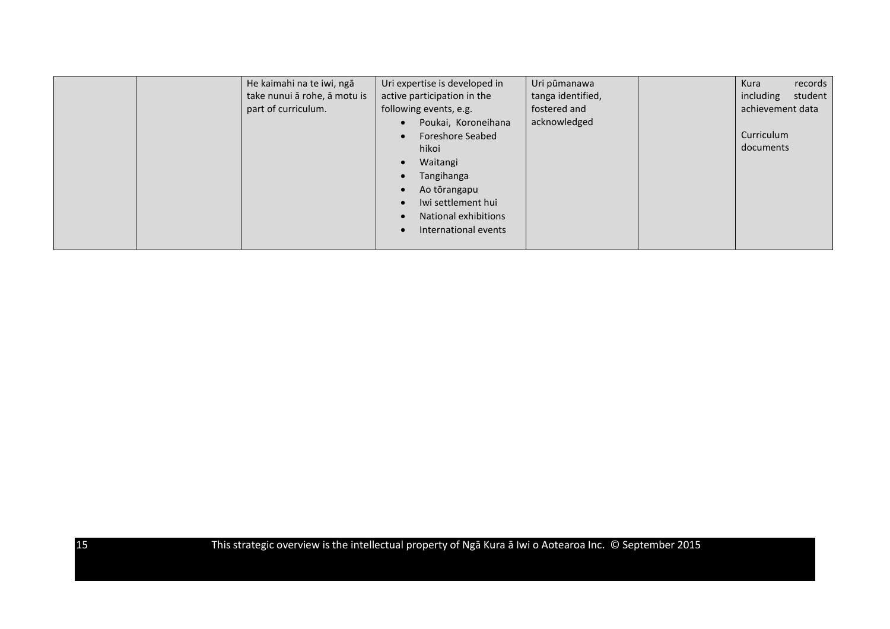| | | | | | | |
|---|---|---|---|---|---|---|
| | | He kaimahi na te iwi, ngā take nunui ā rohe, ā motu is part of curriculum. | Uri expertise is developed in active participation in the following events, e.g.<br>• Poukai, Koroneihana<br>• Foreshore Seabed hikoi<br>• Waitangi<br>• Tangihanga<br>• Ao tōrangapu<br>• Iwi settlement hui<br>• National exhibitions<br>• International events | Uri pūmanawa tanga identified, fostered and acknowledged | | Kura records including student achievement data<br><br>Curriculum documents |

This strategic overview is the intellectual property of Ngā Kura ā Iwi o Aotearoa Inc. © September 2015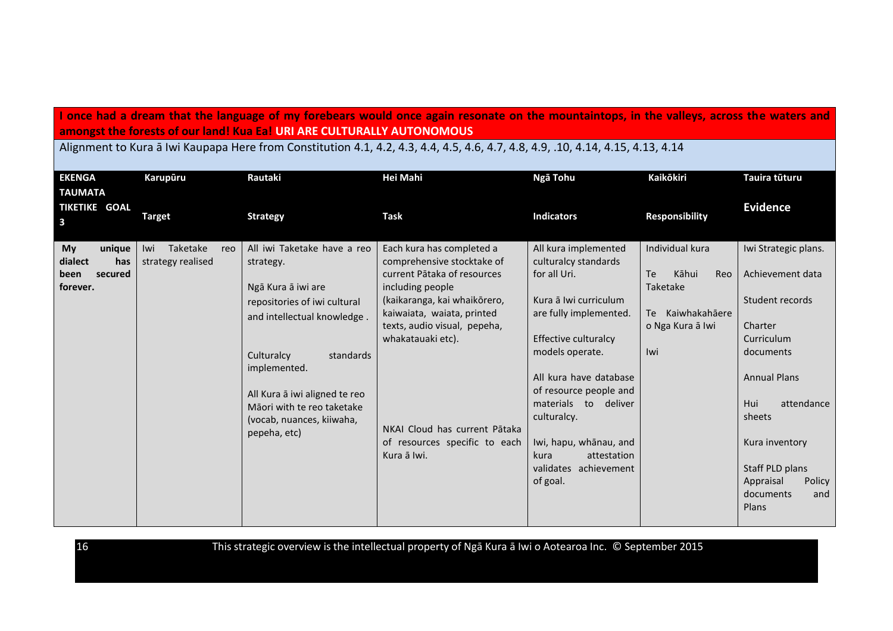**I once had a dream that the language of my forebears would once again resonate on the mountaintops, in the valleys, across the waters and amongst the forests of our land! Kua Ea! URI ARE CULTURALLY AUTONOMOUS**

Alignment to Kura ā Iwi Kaupapa Here from Constitution 4.1, 4.2, 4.3, 4.4, 4.5, 4.6, 4.7, 4.8, 4.9, .10, 4.14, 4.15, 4.13, 4.14

| **EKENGA TAUMATA TIKETIKE GOAL 3** | **Karupūru**<br><br>**Target** | **Rautaki**<br><br>**Strategy** | **Hei Mahi**<br><br>**Task** | **Ngā Tohu**<br><br>**Indicators** | **Kaikōkiri**<br><br>**Responsibility** | **Tauira tūturu**<br><br>**Evidence** |
|---|---|---|---|---|---|---|
| **My unique dialect has been secured forever.** | Iwi Taketake reo strategy realised | All iwi Taketake have a reo strategy.<br><br>Ngā Kura ā iwi are repositories of iwi cultural and intellectual knowledge .<br><br>Culturalcy standards implemented.<br><br>All Kura ā iwi aligned te reo Māori with te reo taketake (vocab, nuances, kiiwaha, pepeha, etc) | Each kura has completed a comprehensive stocktake of current Pātaka of resources including people (kaikaranga, kai whaikōrero, kaiwaiata, waiata, printed texts, audio visual, pepeha, whakatauaki etc).<br><br>NKAI Cloud has current Pātaka of resources specific to each Kura ā Iwi. | All kura implemented culturalcy standards for all Uri.<br><br>Kura ā Iwi curriculum are fully implemented.<br><br>Effective culturalcy models operate.<br><br>All kura have database of resource people and materials to deliver culturalcy.<br><br>Iwi, hapu, whānau, and kura attestation validates achievement of goal. | Individual kura<br><br>Te Kāhui Reo Taketake<br><br>Te Kaiwhakahāere o Nga Kura ā Iwi<br><br>Iwi | Iwi Strategic plans.<br><br>Achievement data<br><br>Student records<br><br>Charter Curriculum documents<br><br>Annual Plans<br><br>Hui attendance sheets<br><br>Kura inventory<br><br>Staff PLD plans Appraisal Policy documents and Plans |

This strategic overview is the intellectual property of Ngā Kura ā Iwi o Aotearoa Inc. © September 2015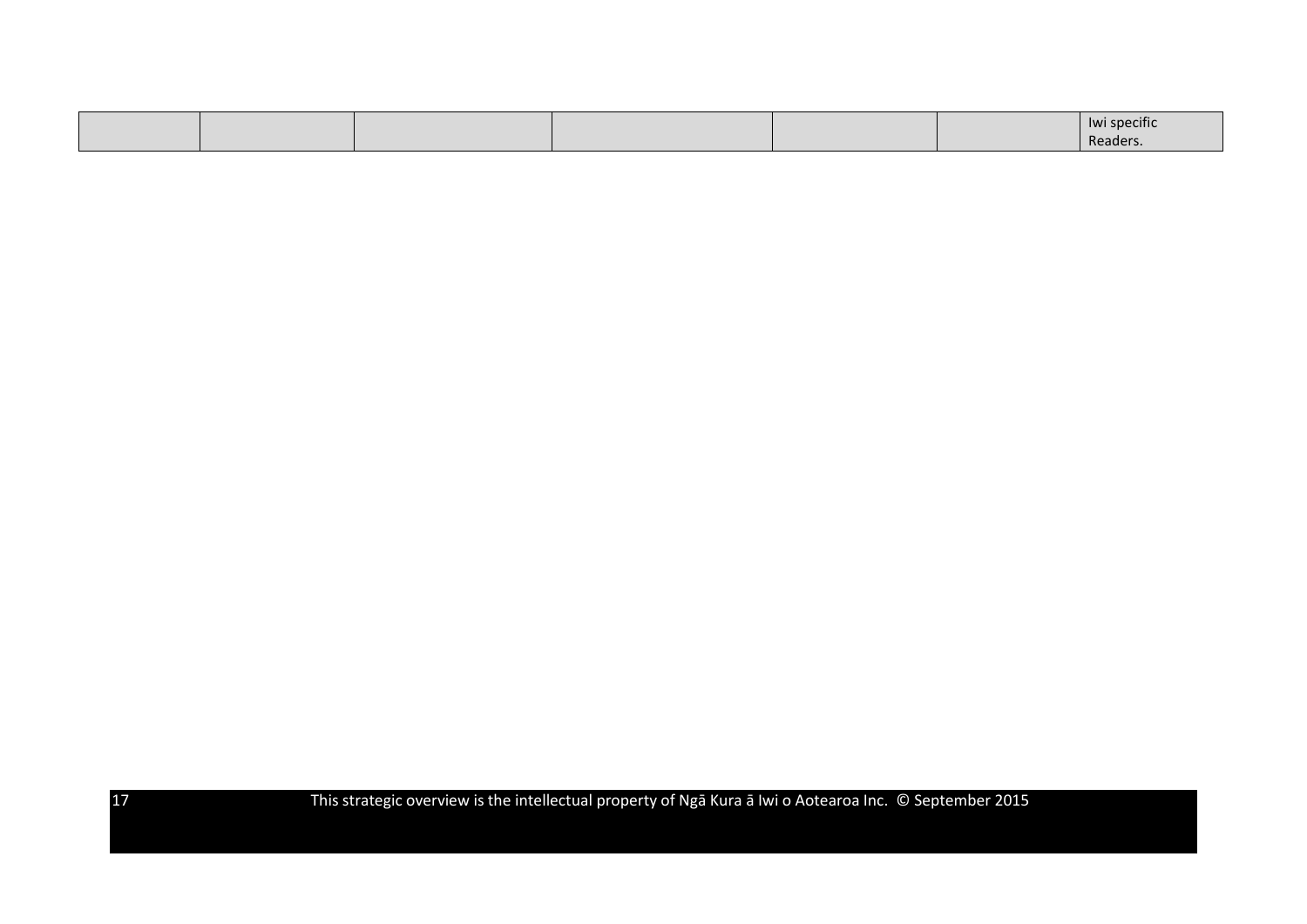| | | | | | | |
|---|---|---|---|---|---|---|
| | | | | | | Iwi specific Readers. |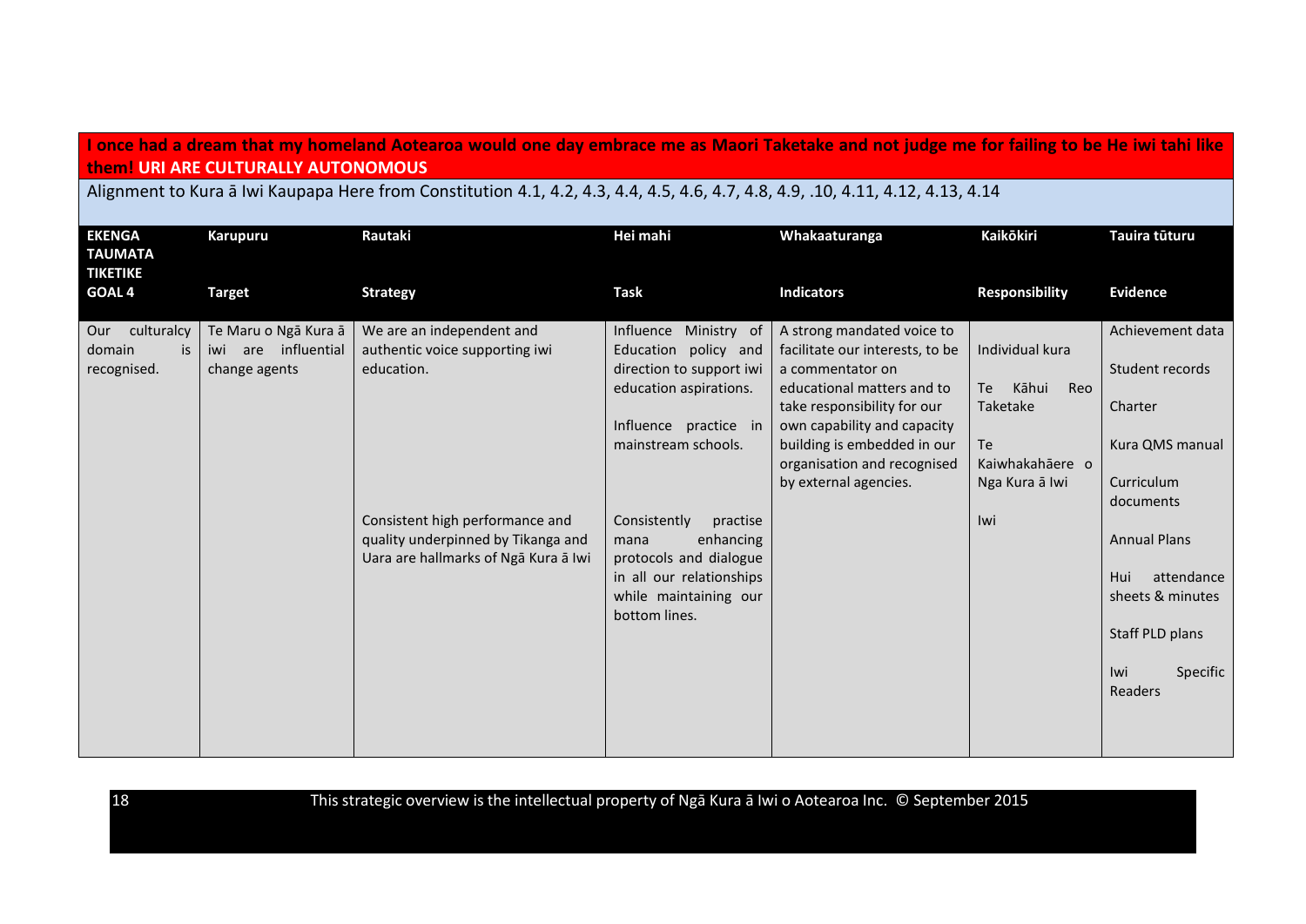**I once had a dream that my homeland Aotearoa would one day embrace me as Maori Taketake and not judge me for failing to be He iwi tahi like them! URI ARE CULTURALLY AUTONOMOUS**

Alignment to Kura ā Iwi Kaupapa Here from Constitution 4.1, 4.2, 4.3, 4.4, 4.5, 4.6, 4.7, 4.8, 4.9, .10, 4.11, 4.12, 4.13, 4.14

| EKENGA TAUMATA TIKETIKE GOAL 4 | Karupuru Target | Rautaki Strategy | Hei mahi Task | Whakaaturanga Indicators | Kaikōkiri Responsibility | Tauira tūturu Evidence |
|---|---|---|---|---|---|---|
| Our culturalcy domain is recognised. | Te Maru o Ngā Kura ā iwi are influential change agents | We are an independent and authentic voice supporting iwi education. | Influence Ministry of Education policy and direction to support iwi education aspirations.<br><br>Influence practice in mainstream schools. | A strong mandated voice to facilitate our interests, to be a commentator on educational matters and to take responsibility for our own capability and capacity building is embedded in our organisation and recognised by external agencies. | Individual kura<br><br>Te Kāhui Reo Taketake<br><br>Te Kaiwhakahāere o Nga Kura ā Iwi<br><br>Iwi | Achievement data<br><br>Student records<br><br>Charter<br><br>Kura QMS manual<br><br>Curriculum documents<br><br>Annual Plans<br><br>Hui attendance sheets & minutes<br><br>Staff PLD plans<br><br>Iwi Specific Readers |
| | | Consistent high performance and quality underpinned by Tikanga and Uara are hallmarks of Ngā Kura ā Iwi | Consistently practise mana enhancing protocols and dialogue in all our relationships while maintaining our bottom lines. | | | |

This strategic overview is the intellectual property of Ngā Kura ā Iwi o Aotearoa Inc. © September 2015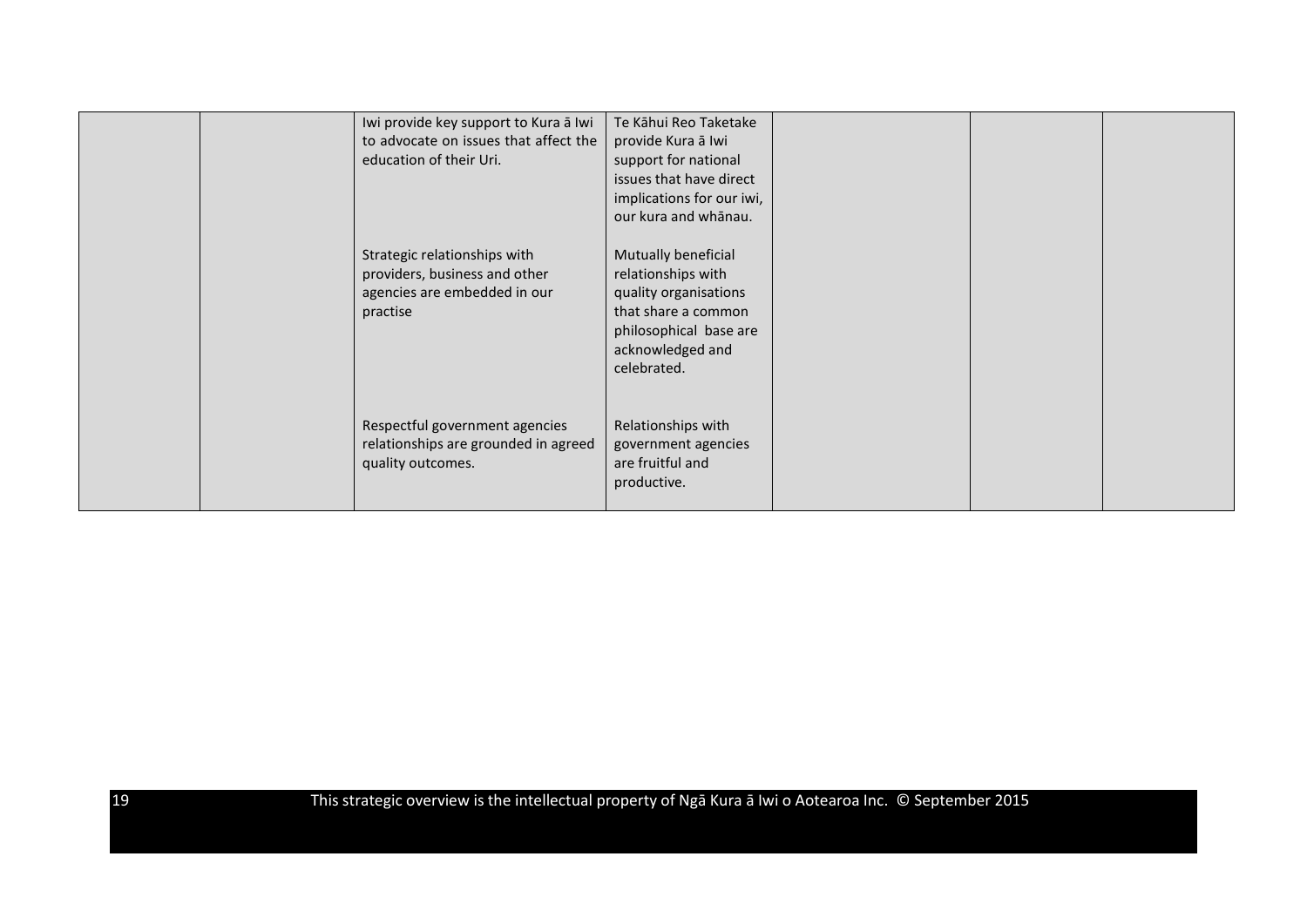|  |  |  |  |  |  |  |
|---|---|---|---|---|---|---|
|  |  | Iwi provide key support to Kura ā Iwi to advocate on issues that affect the education of their Uri. | Te Kāhui Reo Taketake provide Kura ā Iwi support for national issues that have direct implications for our iwi, our kura and whānau. |  |  |  |
|  |  | Strategic relationships with providers, business and other agencies are embedded in our practise | Mutually beneficial relationships with quality organisations that share a common philosophical base are acknowledged and celebrated. |  |  |  |
|  |  | Respectful government agencies relationships are grounded in agreed quality outcomes. | Relationships with government agencies are fruitful and productive. |  |  |  |

This strategic overview is the intellectual property of Ngā Kura ā Iwi o Aotearoa Inc. © September 2015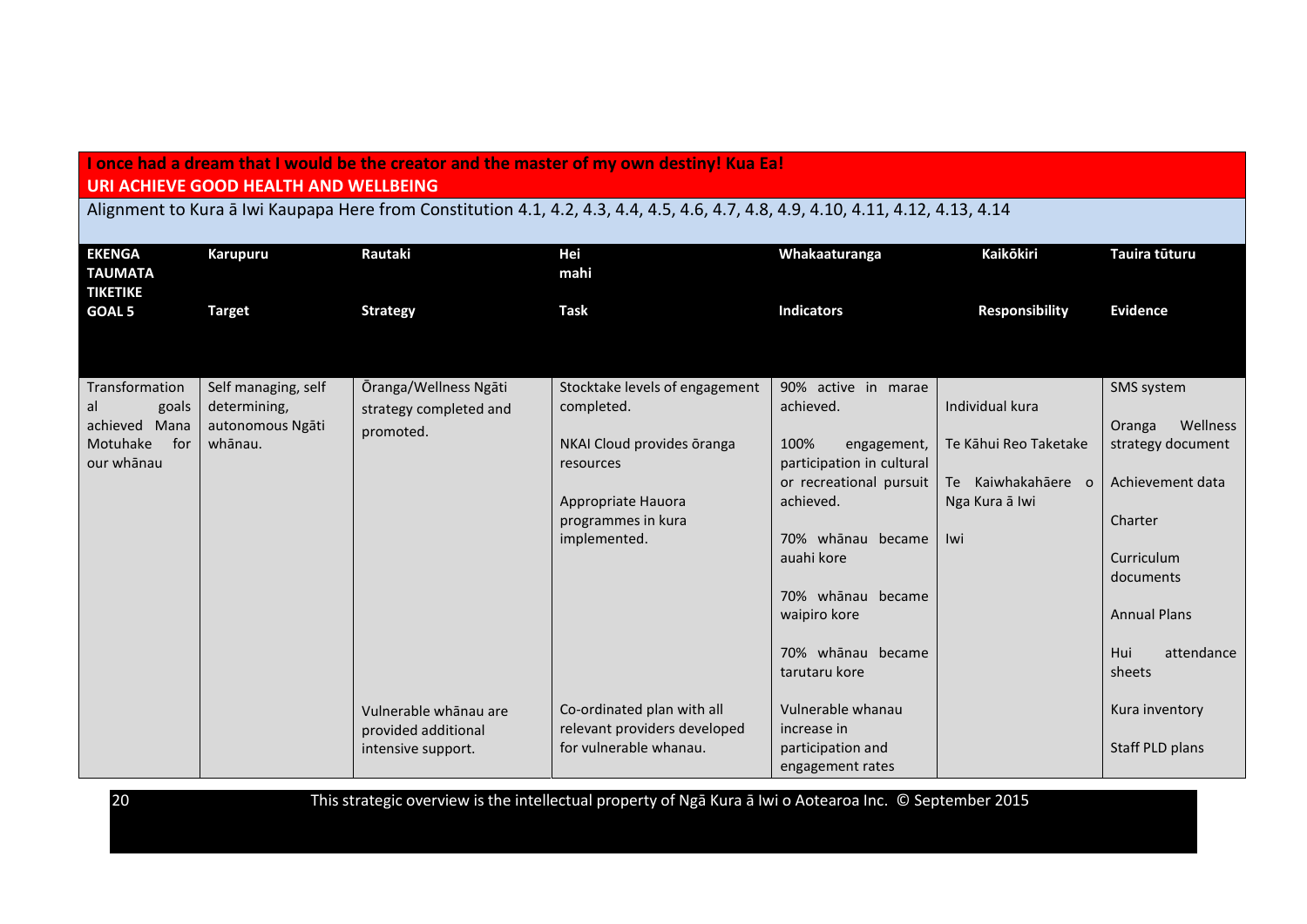**I once had a dream that I would be the creator and the master of my own destiny! Kua Ea!**
**URI ACHIEVE GOOD HEALTH AND WELLBEING**

Alignment to Kura ā Iwi Kaupapa Here from Constitution 4.1, 4.2, 4.3, 4.4, 4.5, 4.6, 4.7, 4.8, 4.9, 4.10, 4.11, 4.12, 4.13, 4.14

| EKENGA TAUMATA TIKETIKE<br><br>GOAL 5 | Karupuru<br><br>Target | Rautaki<br><br>Strategy | Hei mahi<br><br>Task | Whakaaturanga<br><br>Indicators | Kaikōkiri<br><br>Responsibility | Tauira tūturu<br><br>Evidence |
|---|---|---|---|---|---|---|
| Transformational goals achieved Mana Motuhake for our whānau | Self managing, self determining, autonomous Ngāti whānau. | Ōranga/Wellness Ngāti strategy completed and promoted. | Stocktake levels of engagement completed.<br><br>NKAI Cloud provides ōranga resources<br><br>Appropriate Hauora programmes in kura implemented. | 90% active in marae achieved.<br><br>100% engagement, participation in cultural or recreational pursuit achieved.<br><br>70% whānau became auahi kore<br><br>70% whānau became waipiro kore<br><br>70% whānau became tarutaru kore | Individual kura<br><br>Te Kāhui Reo Taketake<br><br>Te Kaiwhakahāere o Nga Kura ā Iwi<br><br>Iwi | SMS system<br><br>Oranga Wellness strategy document<br><br>Achievement data<br><br>Charter<br><br>Curriculum documents<br><br>Annual Plans<br><br>Hui attendance sheets |
| | | Vulnerable whānau are provided additional intensive support. | Co-ordinated plan with all relevant providers developed for vulnerable whanau. | Vulnerable whanau increase in participation and engagement rates | | Kura inventory<br><br>Staff PLD plans |

This strategic overview is the intellectual property of Ngā Kura ā Iwi o Aotearoa Inc. © September 2015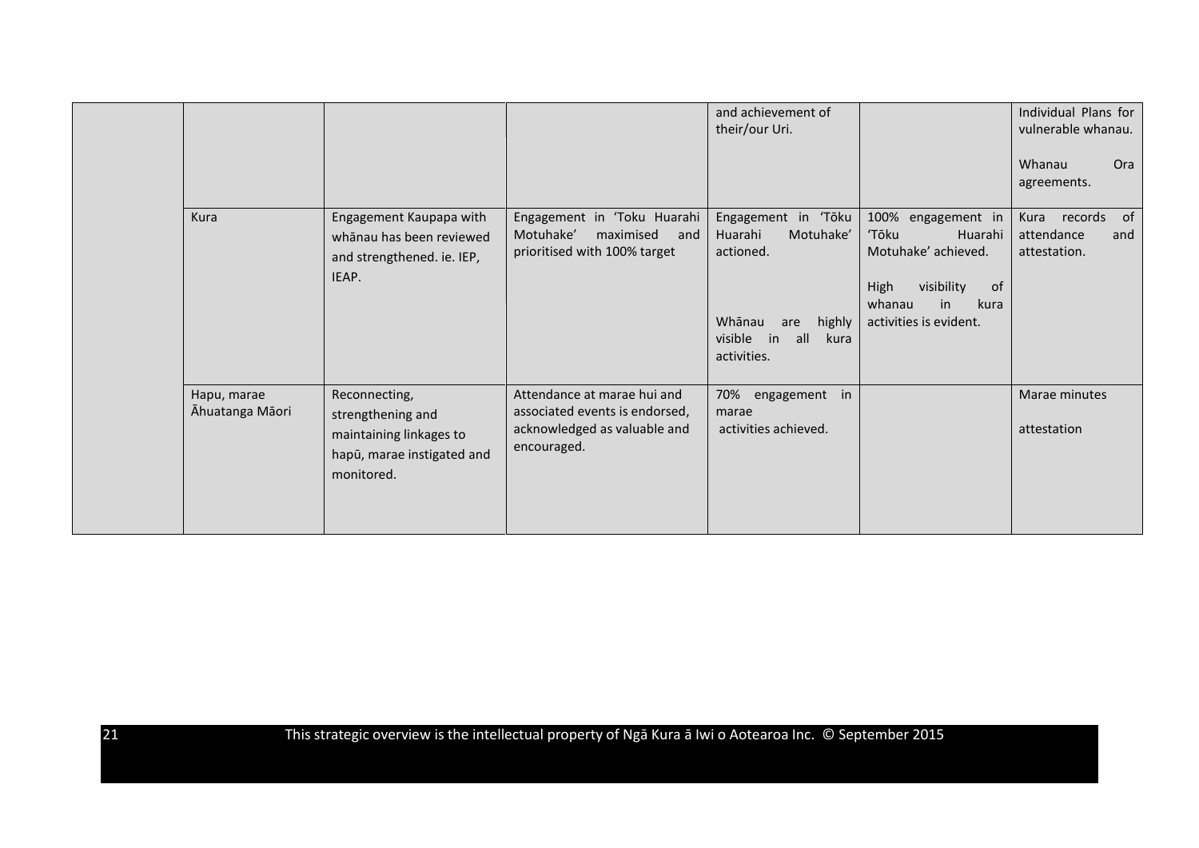| | | | | | | |
|---|---|---|---|---|---|---|
| | | | | and achievement of their/our Uri. | | Individual Plans for vulnerable whanau.<br><br>Whanau Ora agreements. |
| | Kura | Engagement Kaupapa with whānau has been reviewed and strengthened. ie. IEP, IEAP. | Engagement in 'Toku Huarahi Motuhake' maximised and prioritised with 100% target | Engagement in 'Tōku Huarahi Motuhake' actioned.<br><br>Whānau are highly visible in all kura activities. | 100% engagement in 'Tōku Huarahi Motuhake' achieved.<br><br>High visibility of whanau in kura activities is evident. | Kura records of attendance and attestation. |
| | Hapu, marae Āhuatanga Māori | Reconnecting, strengthening and maintaining linkages to hapū, marae instigated and monitored. | Attendance at marae hui and associated events is endorsed, acknowledged as valuable and encouraged. | 70% engagement in marae activities achieved. | | Marae minutes<br><br>attestation |

This strategic overview is the intellectual property of Ngā Kura ā Iwi o Aotearoa Inc. © September 2015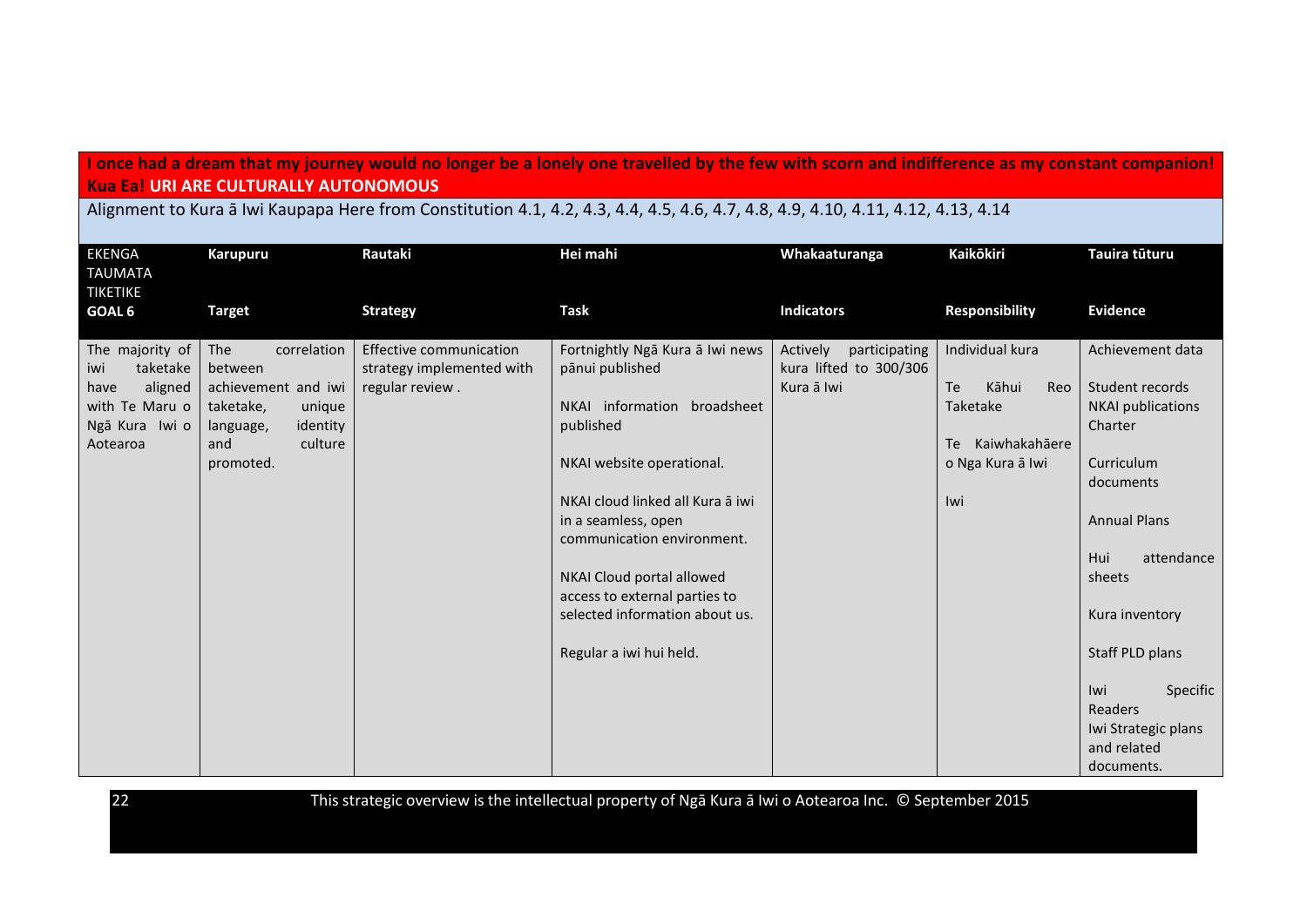**I once had a dream that my journey would no longer be a lonely one travelled by the few with scorn and indifference as my constant companion!**
**Kua Ea! URI ARE CULTURALLY AUTONOMOUS**

Alignment to Kura ā Iwi Kaupapa Here from Constitution 4.1, 4.2, 4.3, 4.4, 4.5, 4.6, 4.7, 4.8, 4.9, 4.10, 4.11, 4.12, 4.13, 4.14

| EKENGA TAUMATA TIKETIKE<br>**GOAL 6** | **Karupuru**<br>**Target** | **Rautaki**<br>**Strategy** | **Hei mahi**<br>**Task** | **Whakaaturanga**<br>**Indicators** | **Kaikōkiri**<br>**Responsibility** | **Tauira tūturu**<br>**Evidence** |
|---|---|---|---|---|---|---|
| The majority of iwi taketake have aligned with Te Maru o Ngā Kura Iwi o Aotearoa | The correlation between achievement and iwi taketake, unique language, identity and culture promoted. | Effective communication strategy implemented with regular review . | Fortnightly Ngā Kura ā Iwi news pānui published<br><br>NKAI information broadsheet published<br><br>NKAI website operational.<br><br>NKAI cloud linked all Kura ā iwi in a seamless, open communication environment.<br><br>NKAI Cloud portal allowed access to external parties to selected information about us.<br><br>Regular a iwi hui held. | Actively participating kura lifted to 300/306 Kura ā Iwi | Individual kura<br><br>Te Kāhui Reo Taketake<br><br>Te Kaiwhakahāere o Nga Kura ā Iwi<br><br>Iwi | Achievement data<br><br>Student records<br>NKAI publications<br>Charter<br><br>Curriculum documents<br><br>Annual Plans<br><br>Hui attendance sheets<br><br>Kura inventory<br><br>Staff PLD plans<br><br>Iwi Specific Readers<br>Iwi Strategic plans and related documents. |

This strategic overview is the intellectual property of Ngā Kura ā Iwi o Aotearoa Inc. © September 2015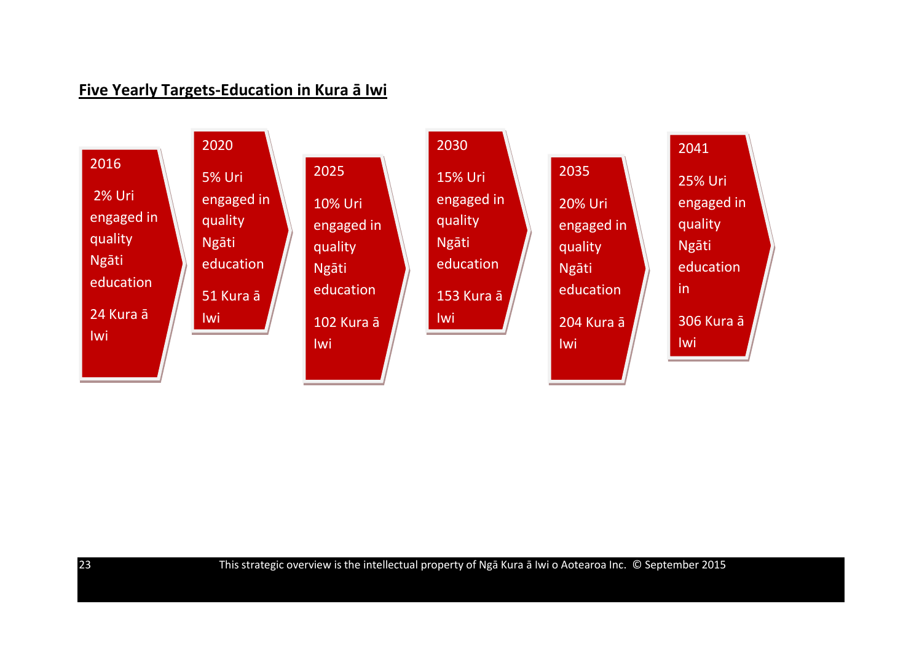## Five Yearly Targets-Education in Kura ā Iwi

**2016**
2% Uri engaged in quality Ngāti education
24 Kura ā Iwi

**2020**
5% Uri engaged in quality Ngāti education
51 Kura ā Iwi

**2025**
10% Uri engaged in quality Ngāti education
102 Kura ā Iwi

**2030**
15% Uri engaged in quality Ngāti education
153 Kura ā Iwi

**2035**
20% Uri engaged in quality Ngāti education
204 Kura ā Iwi

**2041**
25% Uri engaged in quality Ngāti education in
306 Kura ā Iwi

This strategic overview is the intellectual property of Ngā Kura ā Iwi o Aotearoa Inc. © September 2015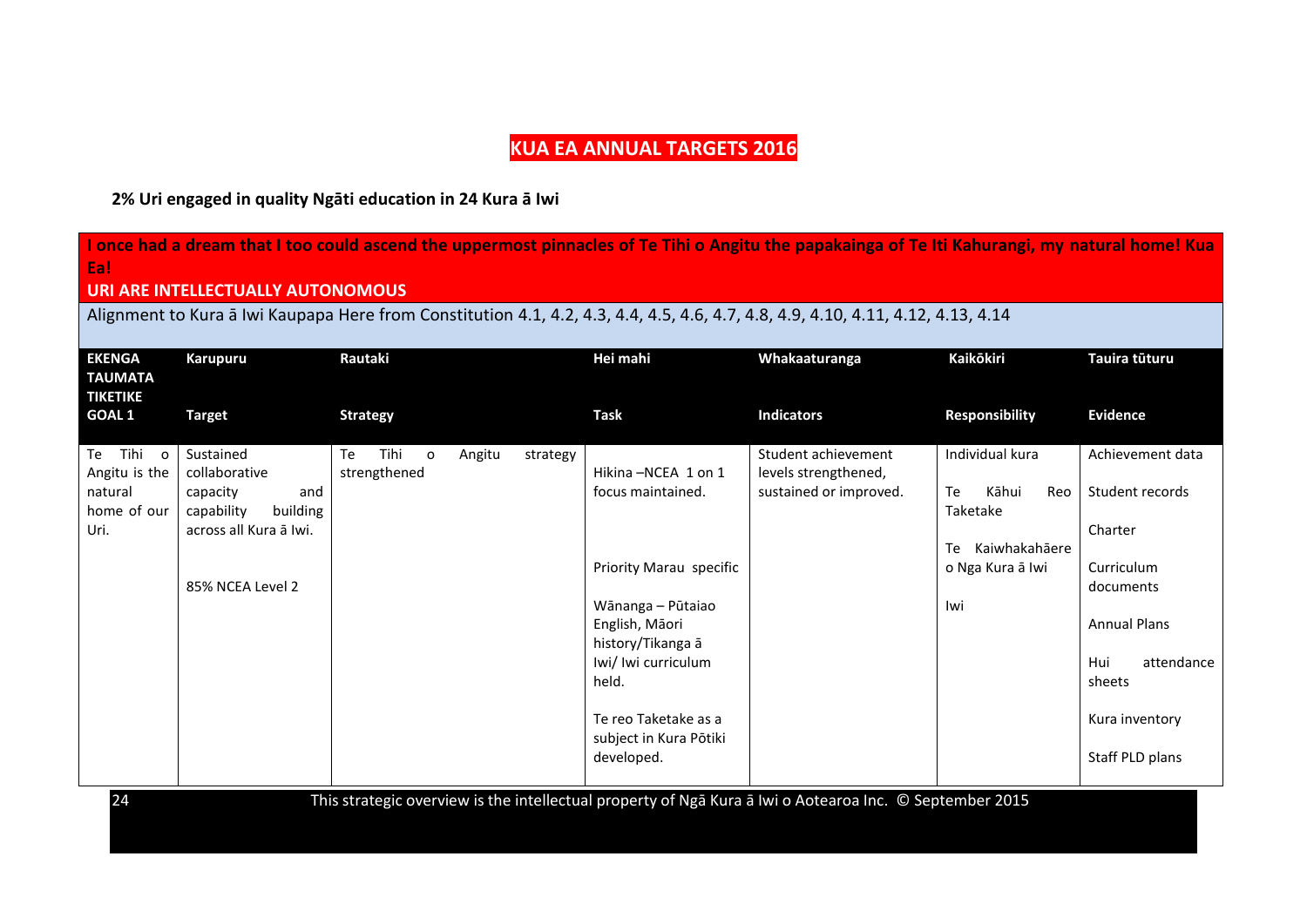# KUA EA ANNUAL TARGETS 2016

**2% Uri engaged in quality Ngāti education in 24 Kura ā Iwi**

**I once had a dream that I too could ascend the uppermost pinnacles of Te Tihi o Angitu the papakainga of Te Iti Kahurangi, my natural home! Kua Ea!**

**URI ARE INTELLECTUALLY AUTONOMOUS**

Alignment to Kura ā Iwi Kaupapa Here from Constitution 4.1, 4.2, 4.3, 4.4, 4.5, 4.6, 4.7, 4.8, 4.9, 4.10, 4.11, 4.12, 4.13, 4.14

| EKENGA TAUMATA TIKETIKE GOAL 1 | Karupuru Target | Rautaki Strategy | Hei mahi Task | Whakaaturanga Indicators | Kaikōkiri Responsibility | Tauira tūturu Evidence |
|---|---|---|---|---|---|---|
| Te Tihi o Angitu is the natural home of our Uri. | Sustained collaborative capacity and capability building across all Kura ā Iwi.<br><br>85% NCEA Level 2 | Te Tihi o Angitu strategy strengthened | Hikina –NCEA 1 on 1 focus maintained.<br><br>Priority Marau specific<br><br>Wānanga – Pūtaiao English, Māori history/Tikanga ā Iwi/ Iwi curriculum held.<br><br>Te reo Taketake as a subject in Kura Pōtiki developed. | Student achievement levels strengthened, sustained or improved. | Individual kura<br><br>Te Kāhui Reo Taketake<br><br>Te Kaiwhakahāere o Nga Kura ā Iwi<br><br>Iwi | Achievement data<br><br>Student records<br><br>Charter<br><br>Curriculum documents<br><br>Annual Plans<br><br>Hui attendance sheets<br><br>Kura inventory<br><br>Staff PLD plans |

This strategic overview is the intellectual property of Ngā Kura ā Iwi o Aotearoa Inc. © September 2015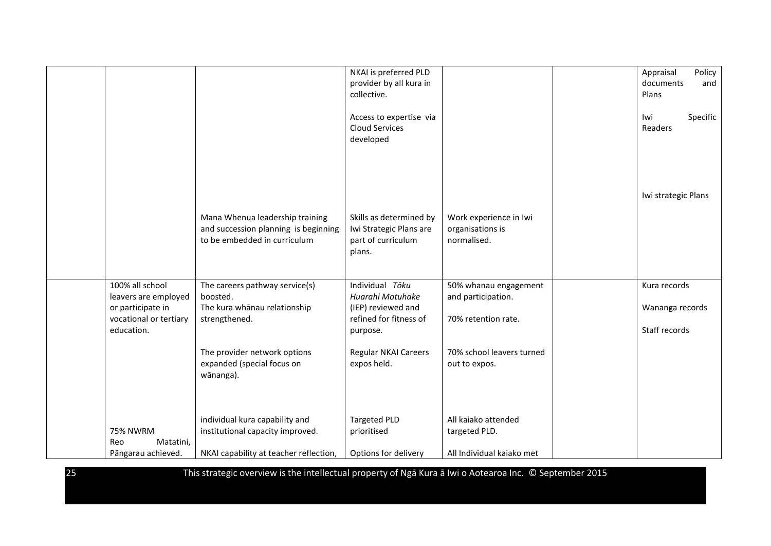| | | | | | | |
|---|---|---|---|---|---|---|
| | | | NKAI is preferred PLD provider by all kura in collective.<br><br>Access to expertise via Cloud Services developed | | | Appraisal Policy documents and Plans<br><br>Iwi Specific Readers<br><br>Iwi strategic Plans |
| | | Mana Whenua leadership training and succession planning is beginning to be embedded in curriculum | Skills as determined by Iwi Strategic Plans are part of curriculum plans. | Work experience in Iwi organisations is normalised. | | |
| | 100% all school leavers are employed or participate in vocational or tertiary education. | The careers pathway service(s) boosted.<br>The kura whānau relationship strengthened. | Individual *Tōku Huarahi Motuhake* (IEP) reviewed and refined for fitness of purpose. | 50% whanau engagement and participation.<br><br>70% retention rate. | | Kura records<br><br>Wananga records<br><br>Staff records |
| | | The provider network options expanded (special focus on wānanga). | Regular NKAI Careers expos held. | 70% school leavers turned out to expos. | | |
| | 75% NWRM Reo Matatini, Pāngarau achieved. | individual kura capability and institutional capacity improved.<br><br>NKAI capability at teacher reflection, | Targeted PLD prioritised<br><br>Options for delivery | All kaiako attended targeted PLD.<br><br>All Individual kaiako met | | |

This strategic overview is the intellectual property of Ngā Kura ā Iwi o Aotearoa Inc. © September 2015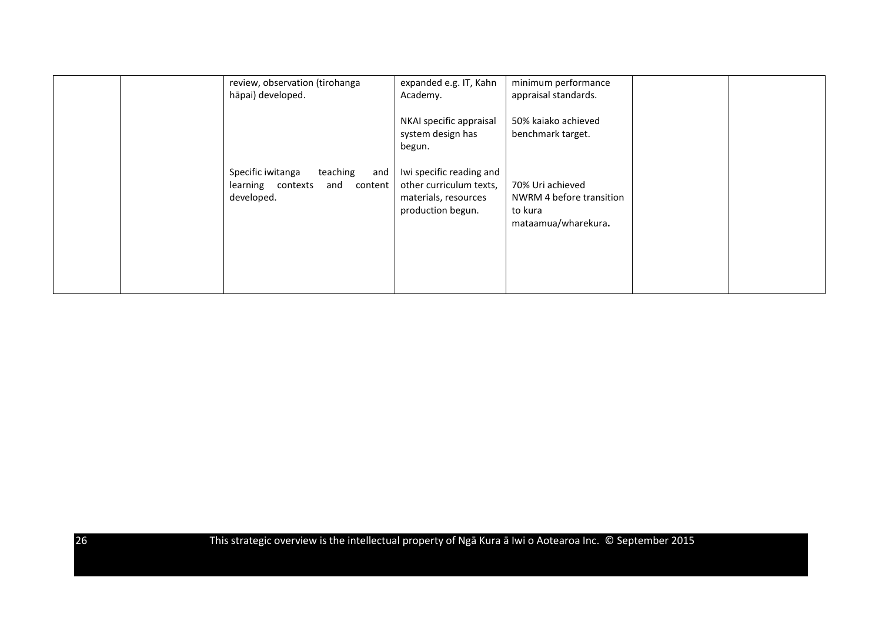| | | | | | | |
|---|---|---|---|---|---|---|
| | | review, observation (tirohanga hāpai) developed. | expanded e.g. IT, Kahn Academy. | minimum performance appraisal standards. | | |
| | | | NKAI specific appraisal system design has begun. | 50% kaiako achieved benchmark target. | | |
| | | Specific iwitanga teaching and learning contexts and content developed. | Iwi specific reading and other curriculum texts, materials, resources production begun. | 70% Uri achieved NWRM 4 before transition to kura mataamua/wharekura**.** | | |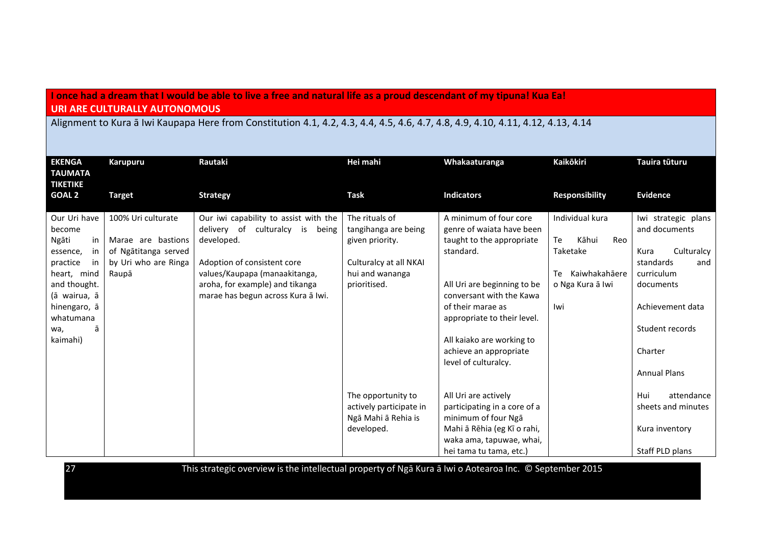**I once had a dream that I would be able to live a free and natural life as a proud descendant of my tipuna! Kua Ea!**
**URI ARE CULTURALLY AUTONOMOUS**

Alignment to Kura ā Iwi Kaupapa Here from Constitution 4.1, 4.2, 4.3, 4.4, 4.5, 4.6, 4.7, 4.8, 4.9, 4.10, 4.11, 4.12, 4.13, 4.14

| **EKENGA TAUMATA TIKETIKE**<br>**GOAL 2** | **Karupuru**<br>**Target** | **Rautaki**<br>**Strategy** | **Hei mahi**<br>**Task** | **Whakaaturanga**<br>**Indicators** | **Kaikōkiri**<br>**Responsibility** | **Tauira tūturu**<br>**Evidence** |
|---|---|---|---|---|---|---|
| Our Uri have become Ngāti in essence, in practice in heart, mind and thought. (ā wairua, ā hinengaro, ā whatumana wa, ā kaimahi) | 100% Uri culturate<br><br>Marae are bastions of Ngātitanga served by Uri who are Ringa Raupā | Our iwi capability to assist with the delivery of culturalcy is being developed.<br><br>Adoption of consistent core values/Kaupapa (manaakitanga, aroha, for example) and tikanga marae has begun across Kura ā Iwi. | The rituals of tangihanga are being given priority.<br><br>Culturalcy at all NKAI hui and wananga prioritised. | A minimum of four core genre of waiata have been taught to the appropriate standard.<br><br>All Uri are beginning to be conversant with the Kawa of their marae as appropriate to their level.<br><br>All kaiako are working to achieve an appropriate level of culturalcy. | Individual kura<br><br>Te Kāhui Reo Taketake<br><br>Te Kaiwhakahāere o Nga Kura ā Iwi<br><br>Iwi | Iwi strategic plans and documents<br><br>Kura Culturalcy standards and curriculum documents<br><br>Achievement data<br><br>Student records<br><br>Charter<br><br>Annual Plans |
| | | | The opportunity to actively participate in Ngā Mahi ā Rehia is developed. | All Uri are actively participating in a core of a minimum of four Ngā Mahi ā Rēhia (eg Kī o rahi, waka ama, tapuwae, whai, hei tama tu tama, etc.) | | Hui attendance sheets and minutes<br><br>Kura inventory<br><br>Staff PLD plans |

This strategic overview is the intellectual property of Ngā Kura ā Iwi o Aotearoa Inc. © September 2015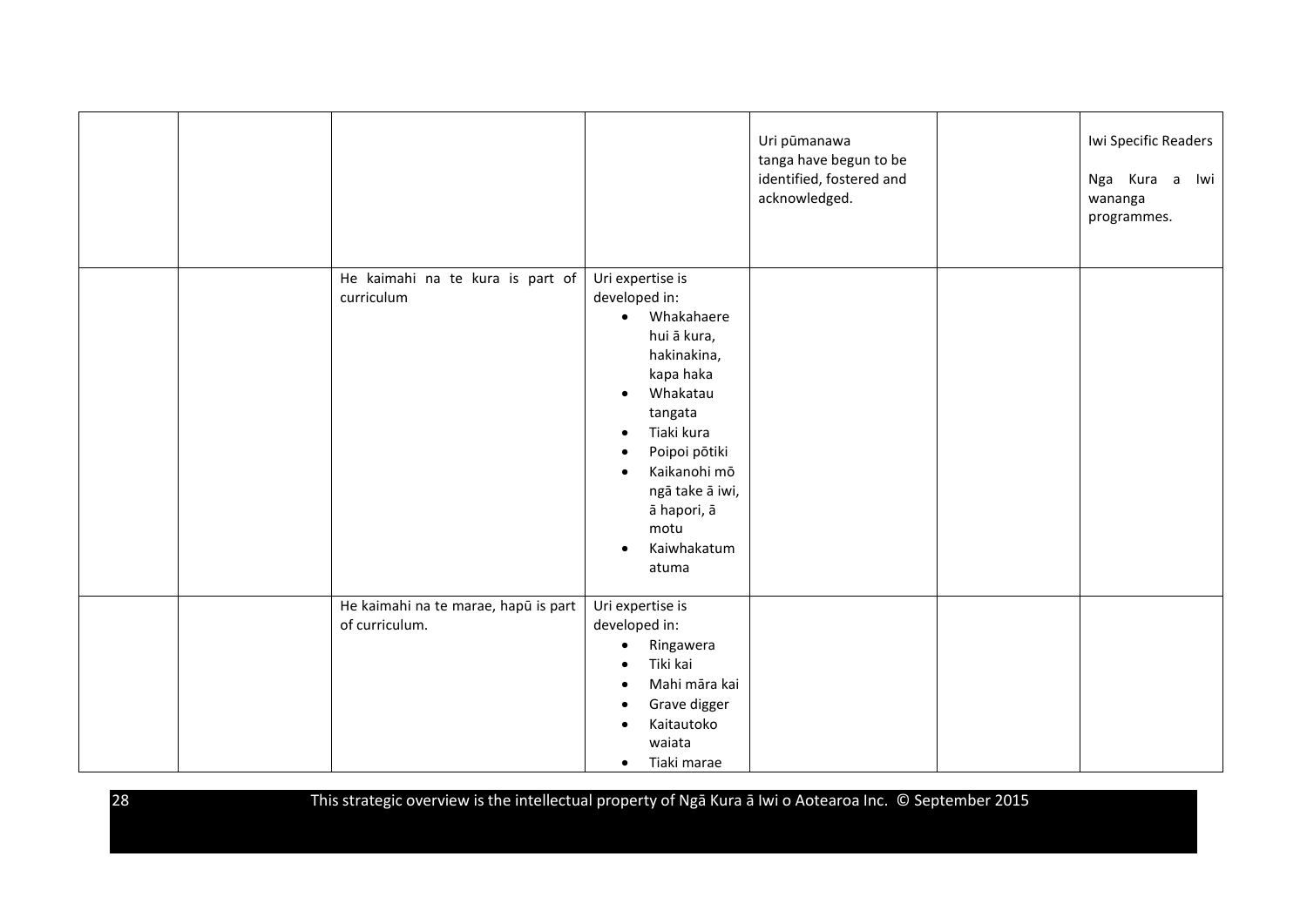| | | | | | | |
|---|---|---|---|---|---|---|
| | | | | Uri pūmanawa tanga have begun to be identified, fostered and acknowledged. | | Iwi Specific Readers<br><br>Nga Kura a Iwi wananga programmes. |
| | | He kaimahi na te kura is part of curriculum | Uri expertise is developed in:<br>• Whakahaere hui ā kura, hakinakina, kapa haka<br>• Whakatau tangata<br>• Tiaki kura<br>• Poipoi pōtiki<br>• Kaikanohi mō ngā take ā iwi, ā hapori, ā motu<br>• Kaiwhakatumatuma | | | |
| | | He kaimahi na te marae, hapū is part of curriculum. | Uri expertise is developed in:<br>• Ringawera<br>• Tiki kai<br>• Mahi māra kai<br>• Grave digger<br>• Kaitautoko waiata<br>• Tiaki marae | | | |

This strategic overview is the intellectual property of Ngā Kura ā Iwi o Aotearoa Inc. © September 2015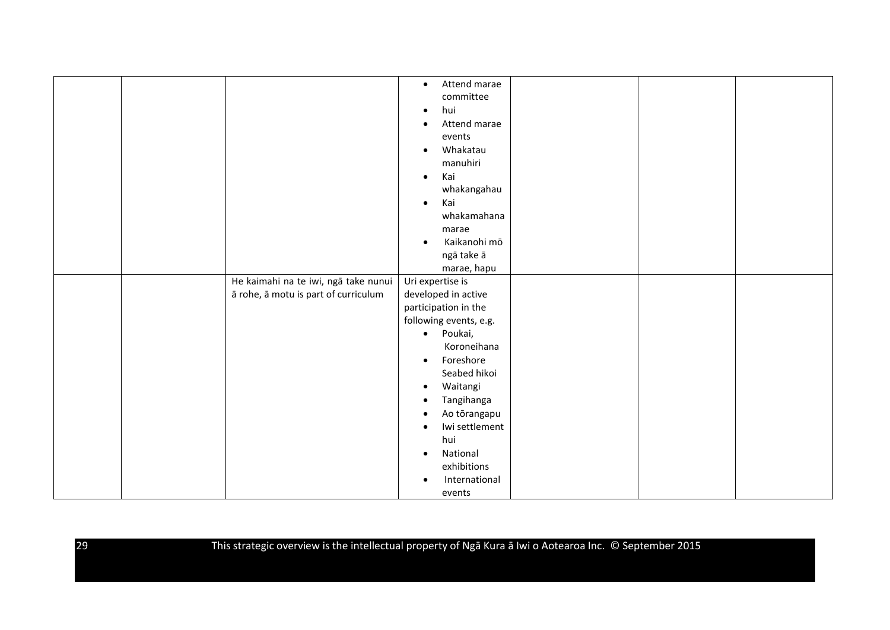| | | | | | | |
|---|---|---|---|---|---|---|
| | | | • Attend marae committee<br>• hui<br>• Attend marae events<br>• Whakatau manuhiri<br>• Kai whakangahau<br>• Kai whakamahana marae<br>• Kaikanohi mō ngā take ā marae, hapu | | | |
| | | He kaimahi na te iwi, ngā take nunui ā rohe, ā motu is part of curriculum | Uri expertise is developed in active participation in the following events, e.g.<br>• Poukai, Koroneihana<br>• Foreshore Seabed hikoi<br>• Waitangi<br>• Tangihanga<br>• Ao tōrangapu<br>• Iwi settlement hui<br>• National exhibitions<br>• International events | | | |

This strategic overview is the intellectual property of Ngā Kura ā Iwi o Aotearoa Inc. © September 2015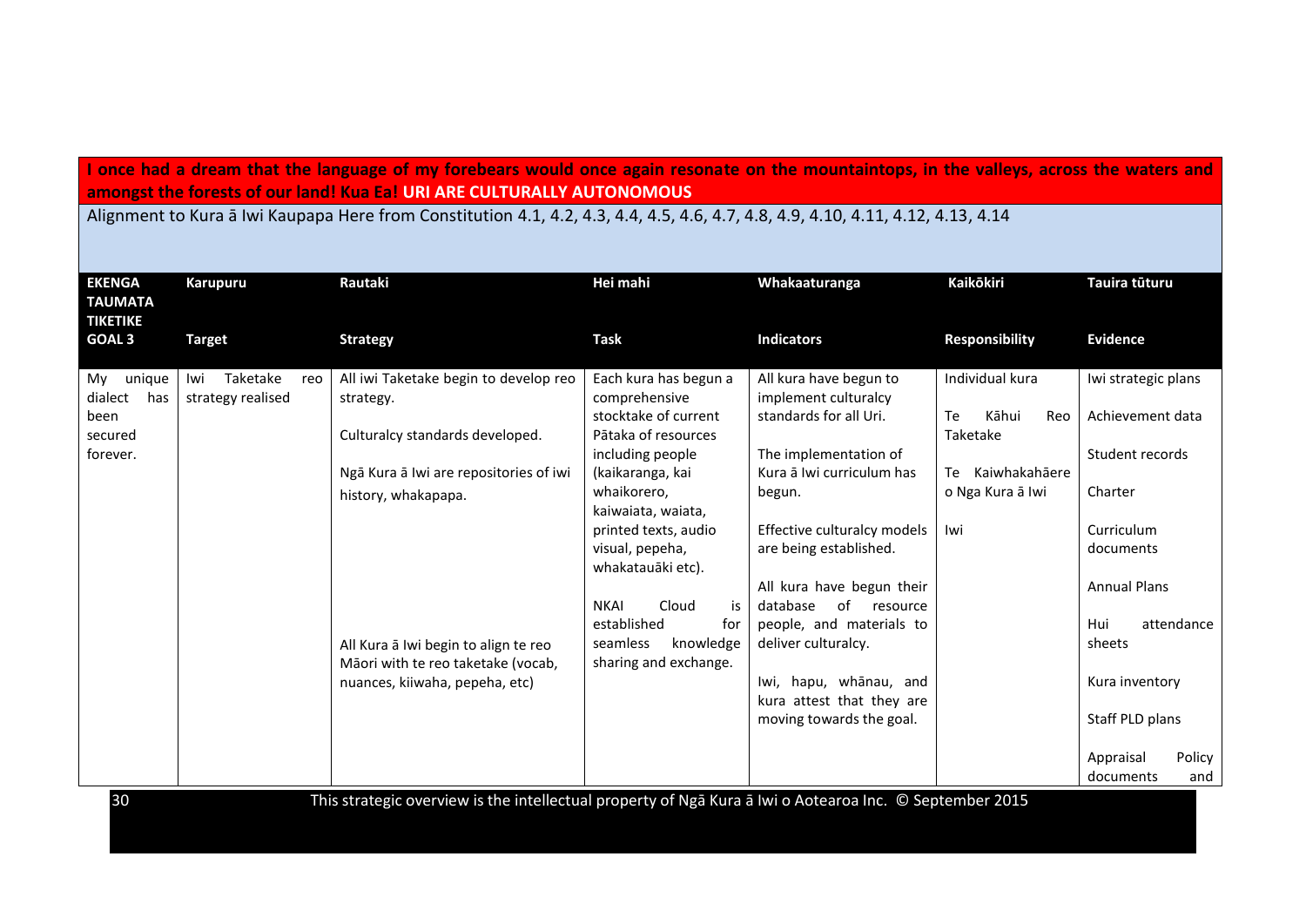**I once had a dream that the language of my forebears would once again resonate on the mountaintops, in the valleys, across the waters and amongst the forests of our land! Kua Ea! URI ARE CULTURALLY AUTONOMOUS**

Alignment to Kura ā Iwi Kaupapa Here from Constitution 4.1, 4.2, 4.3, 4.4, 4.5, 4.6, 4.7, 4.8, 4.9, 4.10, 4.11, 4.12, 4.13, 4.14

| **EKENGA TAUMATA TIKETIKE** | **Karupuru** | **Rautaki** | **Hei mahi** | **Whakaaturanga** | **Kaikōkiri** | **Tauira tūturu** |
|---|---|---|---|---|---|---|
| **GOAL 3** | **Target** | **Strategy** | **Task** | **Indicators** | **Responsibility** | **Evidence** |
| My unique dialect has been secured forever. | Iwi Taketake reo strategy realised | All iwi Taketake begin to develop reo strategy.<br><br>Culturalcy standards developed.<br><br>Ngā Kura ā Iwi are repositories of iwi history, whakapapa.<br><br>All Kura ā Iwi begin to align te reo Māori with te reo taketake (vocab, nuances, kiiwaha, pepeha, etc) | Each kura has begun a comprehensive stocktake of current Pātaka of resources including people (kaikaranga, kai whaikorero, kaiwaiata, waiata, printed texts, audio visual, pepeha, whakatauāki etc).<br><br>NKAI Cloud is established for seamless knowledge sharing and exchange. | All kura have begun to implement culturalcy standards for all Uri.<br><br>The implementation of Kura ā Iwi curriculum has begun.<br><br>Effective culturalcy models are being established.<br><br>All kura have begun their database of resource people, and materials to deliver culturalcy.<br><br>Iwi, hapu, whānau, and kura attest that they are moving towards the goal. | Individual kura<br><br>Te Kāhui Reo Taketake<br><br>Te Kaiwhakahāere o Nga Kura ā Iwi<br><br>Iwi | Iwi strategic plans<br><br>Achievement data<br><br>Student records<br><br>Charter<br><br>Curriculum documents<br><br>Annual Plans<br><br>Hui attendance sheets<br><br>Kura inventory<br><br>Staff PLD plans<br><br>Appraisal Policy documents and |

This strategic overview is the intellectual property of Ngā Kura ā Iwi o Aotearoa Inc. © September 2015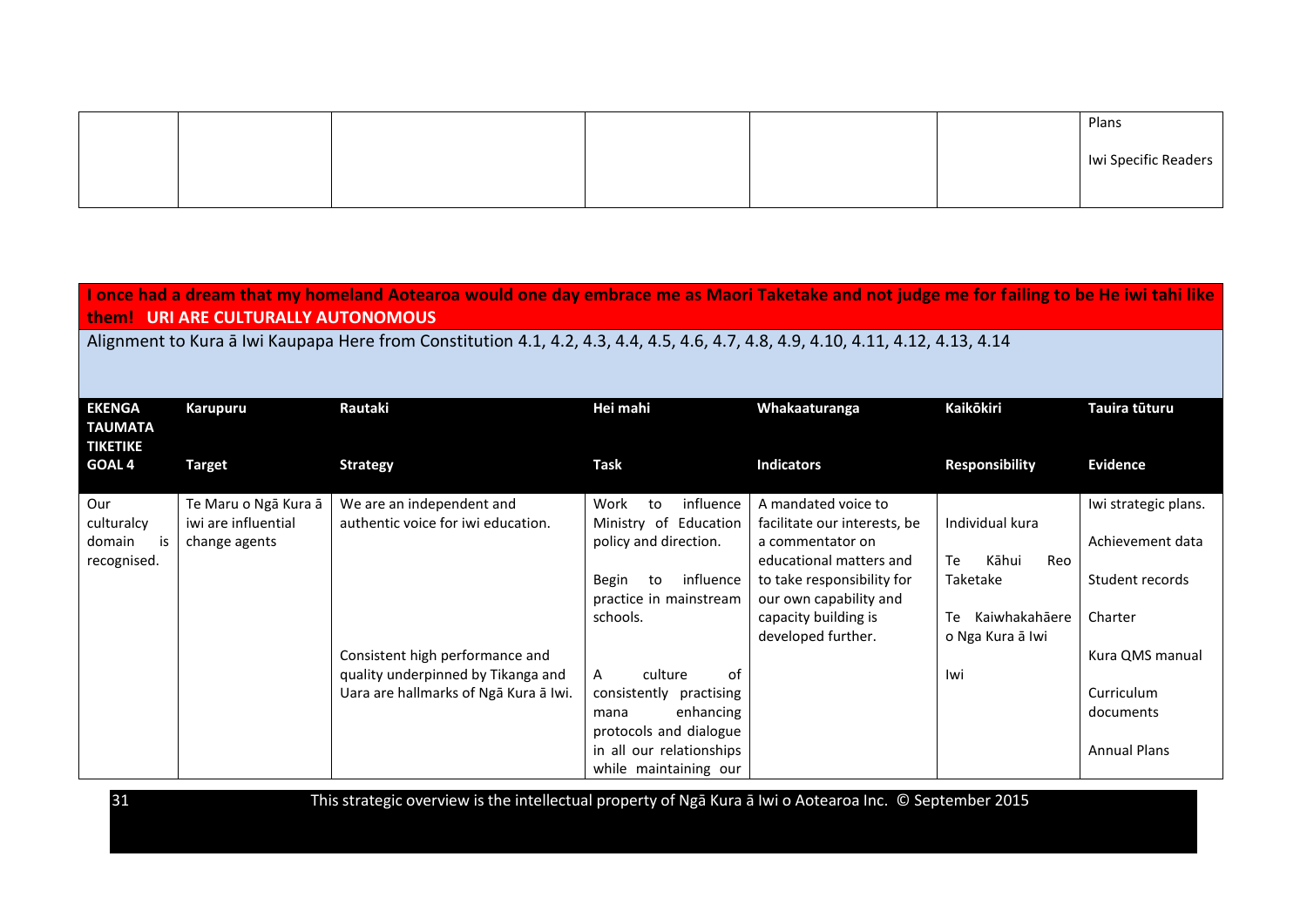| | | | | | | Plans<br><br>Iwi Specific Readers |
|---|---|---|---|---|---|---|

**I once had a dream that my homeland Aotearoa would one day embrace me as Maori Taketake and not judge me for failing to be He iwi tahi like them! URI ARE CULTURALLY AUTONOMOUS**

Alignment to Kura ā Iwi Kaupapa Here from Constitution 4.1, 4.2, 4.3, 4.4, 4.5, 4.6, 4.7, 4.8, 4.9, 4.10, 4.11, 4.12, 4.13, 4.14

| **EKENGA TAUMATA TIKETIKE**<br><br>**GOAL 4** | **Karupuru**<br><br>**Target** | **Rautaki**<br><br>**Strategy** | **Hei mahi**<br><br>**Task** | **Whakaaturanga**<br><br>**Indicators** | **Kaikōkiri**<br><br>**Responsibility** | **Tauira tūturu**<br><br>**Evidence** |
|---|---|---|---|---|---|---|
| Our culturalcy domain is recognised. | Te Maru o Ngā Kura ā iwi are influential change agents | We are an independent and authentic voice for iwi education.<br><br>Consistent high performance and quality underpinned by Tikanga and Uara are hallmarks of Ngā Kura ā Iwi. | Work to influence Ministry of Education policy and direction.<br><br>Begin to influence practice in mainstream schools.<br><br>A culture of consistently practising mana enhancing protocols and dialogue in all our relationships while maintaining our | A mandated voice to facilitate our interests, be a commentator on educational matters and to take responsibility for our own capability and capacity building is developed further. | Individual kura<br><br>Te Kāhui Reo Taketake<br><br>Te Kaiwhakahāere o Nga Kura ā Iwi<br><br>Iwi | Iwi strategic plans.<br><br>Achievement data<br><br>Student records<br><br>Charter<br><br>Kura QMS manual<br><br>Curriculum documents<br><br>Annual Plans |

This strategic overview is the intellectual property of Ngā Kura ā Iwi o Aotearoa Inc. © September 2015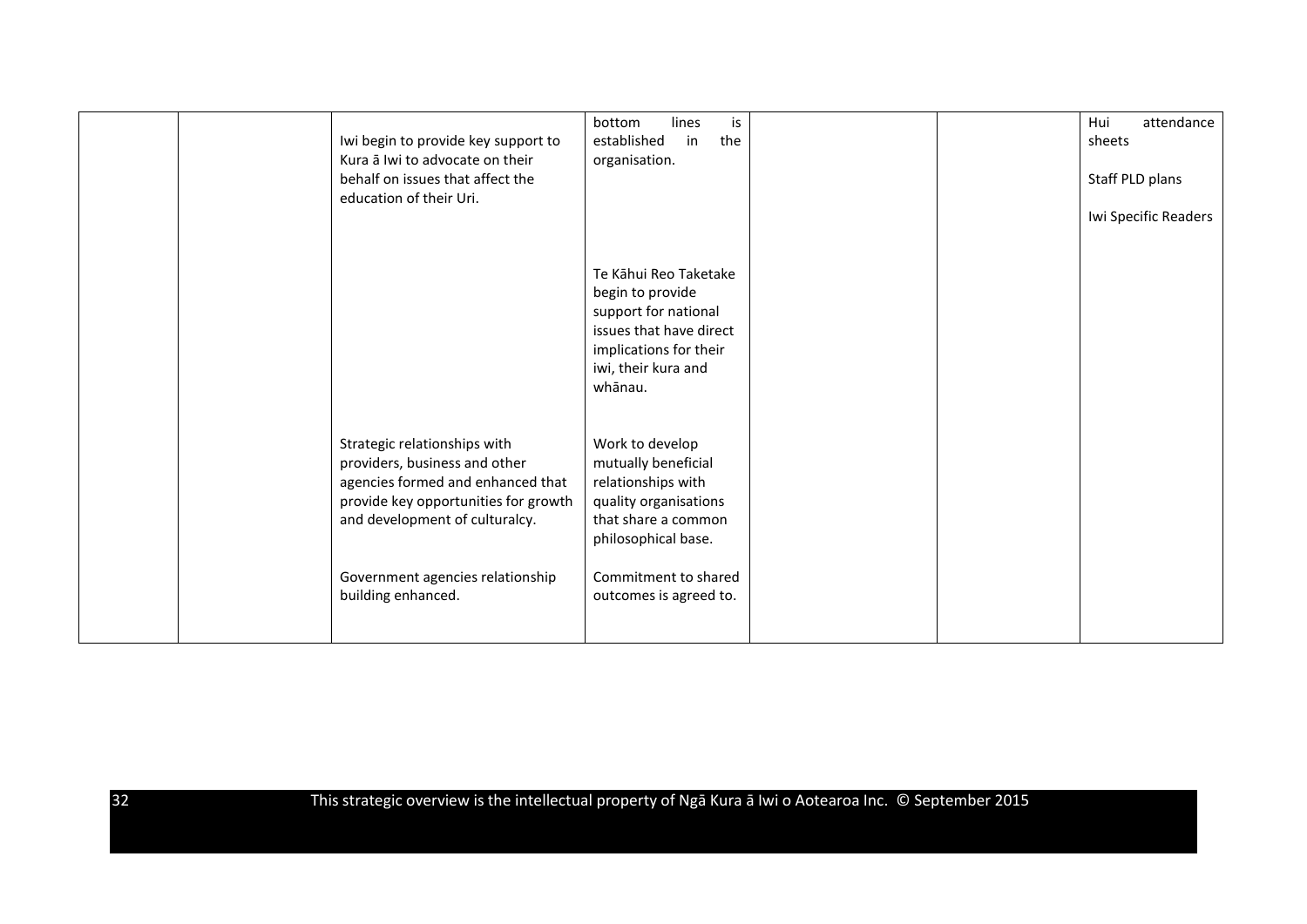|  |  |  |  |  |  |  |
|---|---|---|---|---|---|---|
|  |  | Iwi begin to provide key support to Kura ā Iwi to advocate on their behalf on issues that affect the education of their Uri. | bottom lines is established in the organisation. |  |  | Hui attendance sheets<br><br>Staff PLD plans<br><br>Iwi Specific Readers |
|  |  |  | Te Kāhui Reo Taketake begin to provide support for national issues that have direct implications for their iwi, their kura and whānau. |  |  |  |
|  |  | Strategic relationships with providers, business and other agencies formed and enhanced that provide key opportunities for growth and development of culturalcy. | Work to develop mutually beneficial relationships with quality organisations that share a common philosophical base. |  |  |  |
|  |  | Government agencies relationship building enhanced. | Commitment to shared outcomes is agreed to. |  |  |  |

This strategic overview is the intellectual property of Ngā Kura ā Iwi o Aotearoa Inc. © September 2015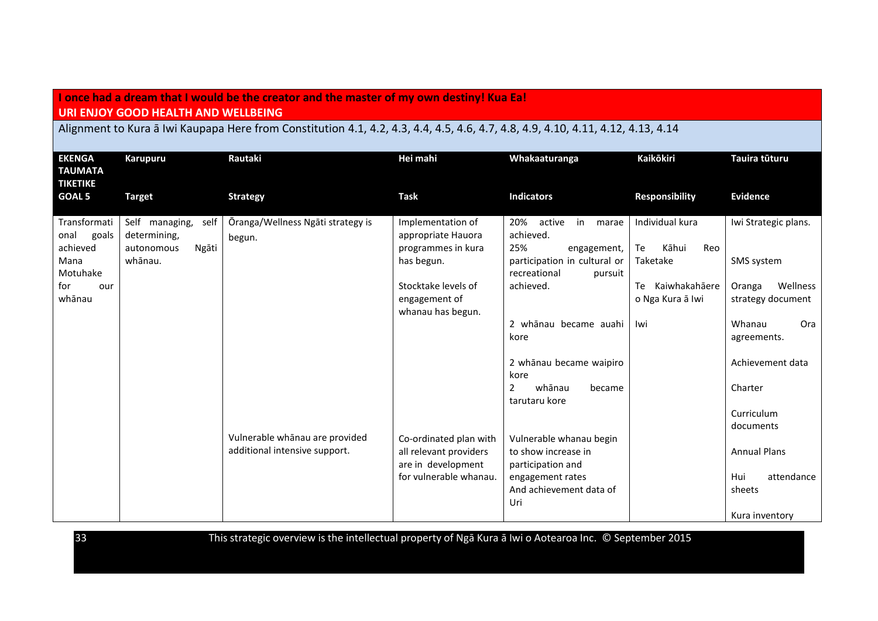**I once had a dream that I would be the creator and the master of my own destiny! Kua Ea!**
**URI ENJOY GOOD HEALTH AND WELLBEING**

Alignment to Kura ā Iwi Kaupapa Here from Constitution 4.1, 4.2, 4.3, 4.4, 4.5, 4.6, 4.7, 4.8, 4.9, 4.10, 4.11, 4.12, 4.13, 4.14

| EKENGA TAUMATA TIKETIKE<br>GOAL 5 | Karupuru<br>Target | Rautaki<br>Strategy | Hei mahi<br>Task | Whakaaturanga<br>Indicators | Kaikōkiri<br>Responsibility | Tauira tūturu<br>Evidence |
|---|---|---|---|---|---|---|
| Transformational goals achieved Mana Motuhake for our whānau | Self managing, self determining, autonomous Ngāti whānau. | Ōranga/Wellness Ngāti strategy is begun. | Implementation of appropriate Hauora programmes in kura has begun.<br><br>Stocktake levels of engagement of whanau has begun. | 20% active in marae achieved.<br>25% engagement, participation in cultural or recreational pursuit achieved.<br><br>2 whānau became auahi kore<br><br>2 whānau became waipiro kore<br>2 whānau became tarutaru kore | Individual kura<br><br>Te Kāhui Reo Taketake<br><br>Te Kaiwhakahāere o Nga Kura ā Iwi<br><br>Iwi | Iwi Strategic plans.<br><br>SMS system<br><br>Oranga Wellness strategy document<br><br>Whanau Ora agreements.<br><br>Achievement data<br><br>Charter<br><br>Curriculum documents<br><br>Annual Plans<br><br>Hui attendance sheets<br><br>Kura inventory |
| | | Vulnerable whānau are provided additional intensive support. | Co-ordinated plan with all relevant providers are in development for vulnerable whanau. | Vulnerable whanau begin to show increase in participation and engagement rates And achievement data of Uri | | |

This strategic overview is the intellectual property of Ngā Kura ā Iwi o Aotearoa Inc. © September 2015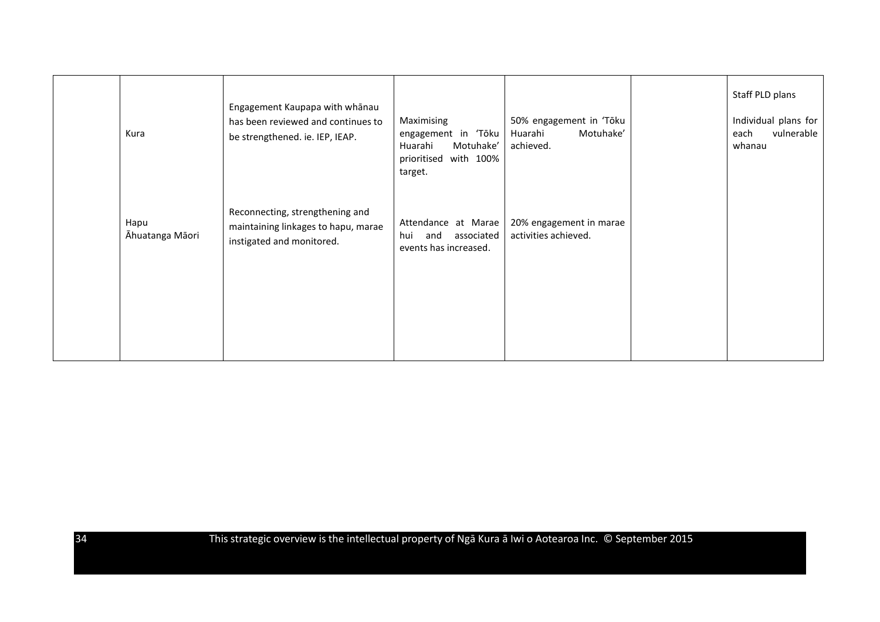|  |  |  |  |  |  |  |
|---|---|---|---|---|---|---|
|  | Kura | Engagement Kaupapa with whānau has been reviewed and continues to be strengthened. ie. IEP, IEAP. | Maximising engagement in 'Tōku Huarahi Motuhake' prioritised with 100% target. | 50% engagement in 'Tōku Huarahi Motuhake' achieved. |  | Staff PLD plans<br><br>Individual plans for each vulnerable whanau |
|  | Hapu<br>Āhuatanga Māori | Reconnecting, strengthening and maintaining linkages to hapu, marae instigated and monitored. | Attendance at Marae hui and associated events has increased. | 20% engagement in marae activities achieved. |  |  |

This strategic overview is the intellectual property of Ngā Kura ā Iwi o Aotearoa Inc. © September 2015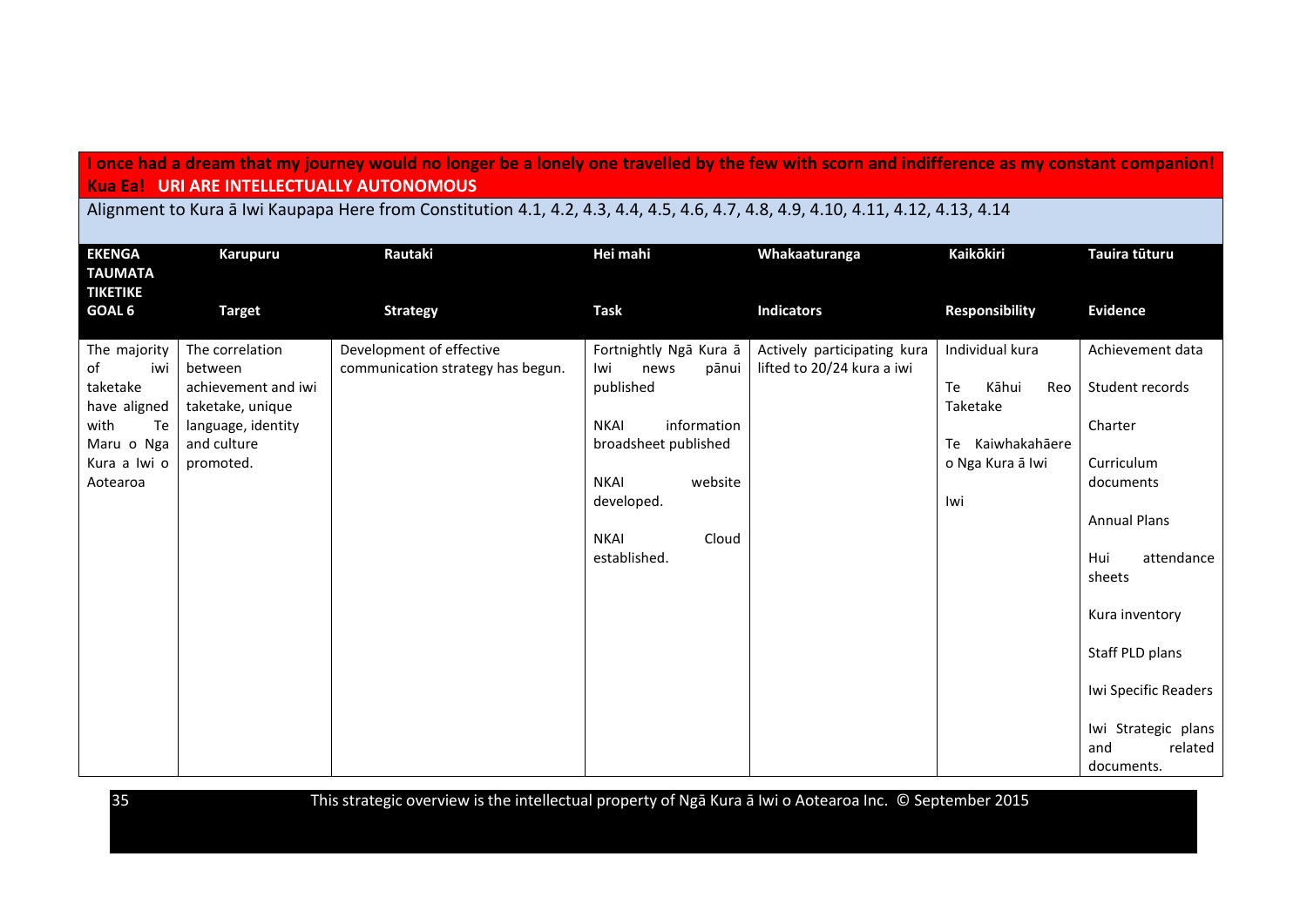**I once had a dream that my journey would no longer be a lonely one travelled by the few with scorn and indifference as my constant companion!**
**Kua Ea! URI ARE INTELLECTUALLY AUTONOMOUS**

Alignment to Kura ā Iwi Kaupapa Here from Constitution 4.1, 4.2, 4.3, 4.4, 4.5, 4.6, 4.7, 4.8, 4.9, 4.10, 4.11, 4.12, 4.13, 4.14

| EKENGA TAUMATA TIKETIKE<br>GOAL 6 | Karupuru<br>Target | Rautaki<br>Strategy | Hei mahi<br>Task | Whakaaturanga<br>Indicators | Kaikōkiri<br>Responsibility | Tauira tūturu<br>Evidence |
|---|---|---|---|---|---|---|
| The majority of iwi taketake have aligned with Te Maru o Nga Kura a Iwi o Aotearoa | The correlation between achievement and iwi taketake, unique language, identity and culture promoted. | Development of effective communication strategy has begun. | Fortnightly Ngā Kura ā Iwi news pānui published<br><br>NKAI information broadsheet published<br><br>NKAI website developed.<br><br>NKAI Cloud established. | Actively participating kura lifted to 20/24 kura a iwi | Individual kura<br><br>Te Kāhui Reo Taketake<br><br>Te Kaiwhakahāere o Nga Kura ā Iwi<br><br>Iwi | Achievement data<br><br>Student records<br><br>Charter<br><br>Curriculum documents<br><br>Annual Plans<br><br>Hui attendance sheets<br><br>Kura inventory<br><br>Staff PLD plans<br><br>Iwi Specific Readers<br><br>Iwi Strategic plans and related documents. |

This strategic overview is the intellectual property of Ngā Kura ā Iwi o Aotearoa Inc. © September 2015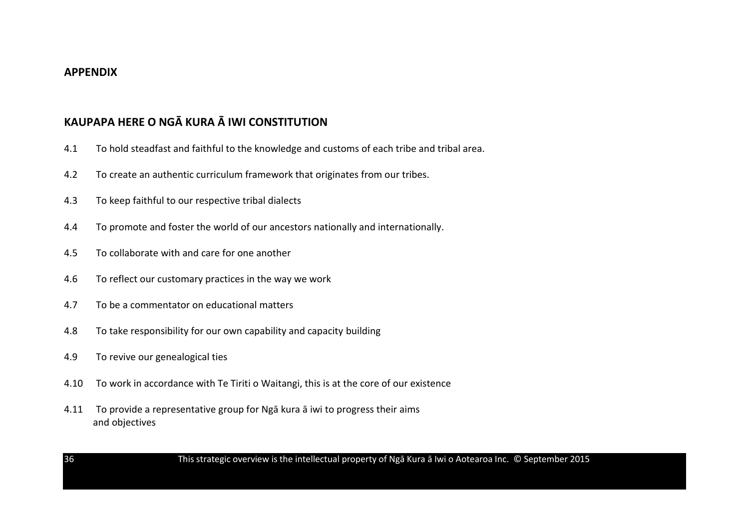## APPENDIX

## KAUPAPA HERE O NGĀ KURA Ā IWI CONSTITUTION

4.1 To hold steadfast and faithful to the knowledge and customs of each tribe and tribal area.

4.2 To create an authentic curriculum framework that originates from our tribes.

4.3 To keep faithful to our respective tribal dialects

4.4 To promote and foster the world of our ancestors nationally and internationally.

4.5 To collaborate with and care for one another

4.6 To reflect our customary practices in the way we work

4.7 To be a commentator on educational matters

4.8 To take responsibility for our own capability and capacity building

4.9 To revive our genealogical ties

4.10 To work in accordance with Te Tiriti o Waitangi, this is at the core of our existence

4.11 To provide a representative group for Ngā kura ā iwi to progress their aims and objectives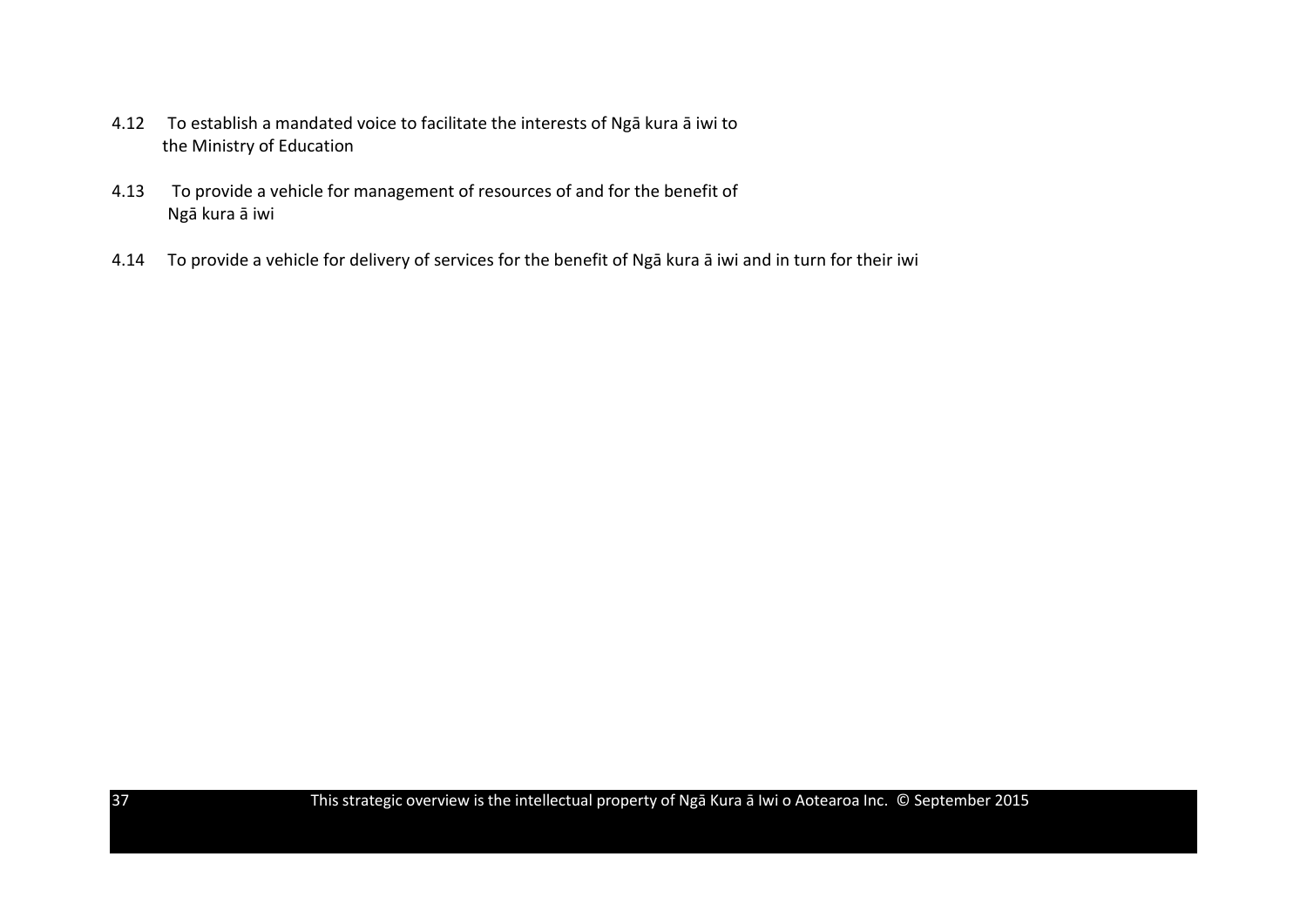4.12 To establish a mandated voice to facilitate the interests of Ngā kura ā iwi to the Ministry of Education

4.13 To provide a vehicle for management of resources of and for the benefit of Ngā kura ā iwi

4.14 To provide a vehicle for delivery of services for the benefit of Ngā kura ā iwi and in turn for their iwi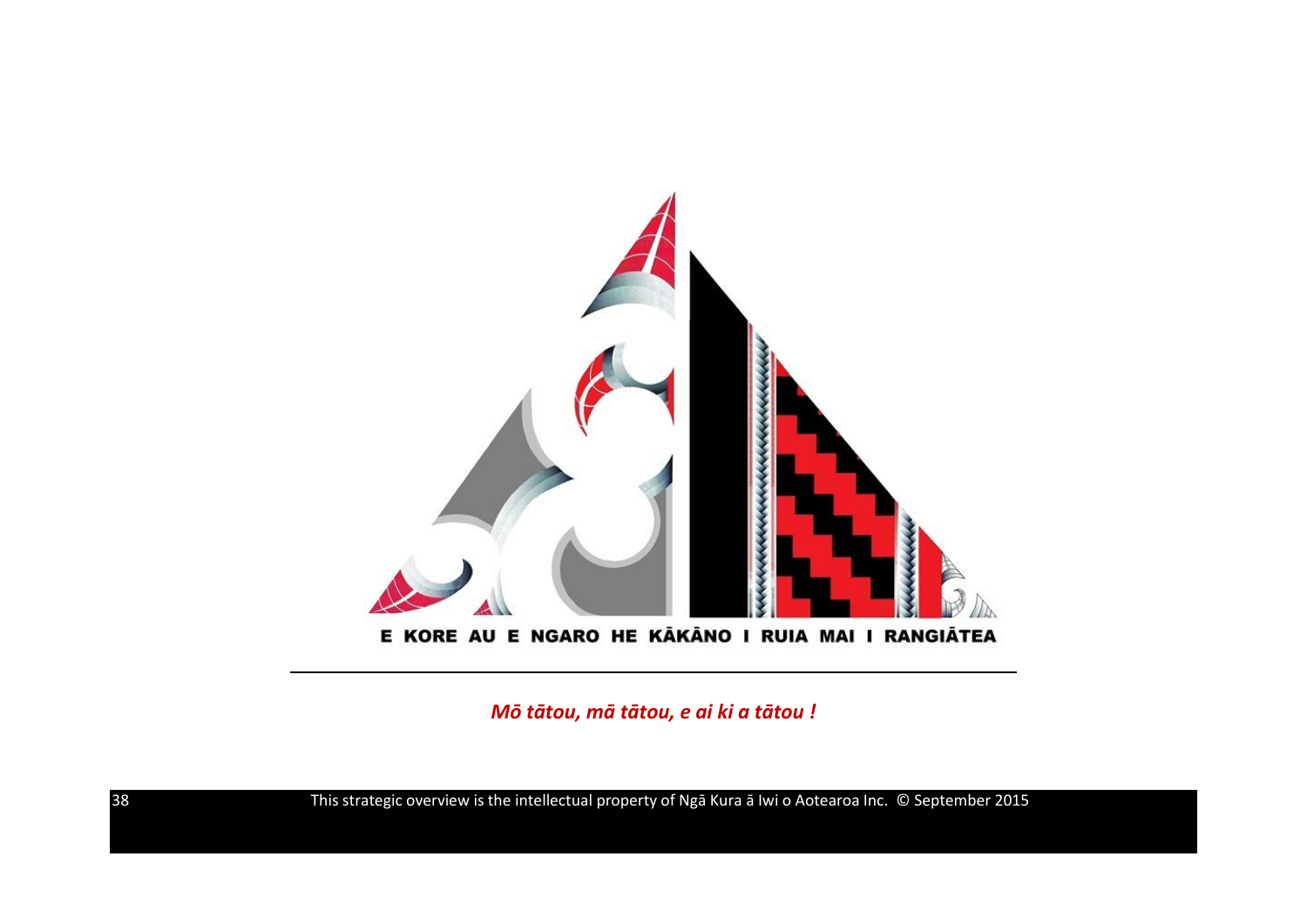E KORE AU E NGARO HE KĀKĀNO I RUIA MAI I RANGIĀTEA

---

*Mō tātou, mā tātou, e ai ki a tātou !*

This strategic overview is the intellectual property of Ngā Kura ā Iwi o Aotearoa Inc. © September 2015